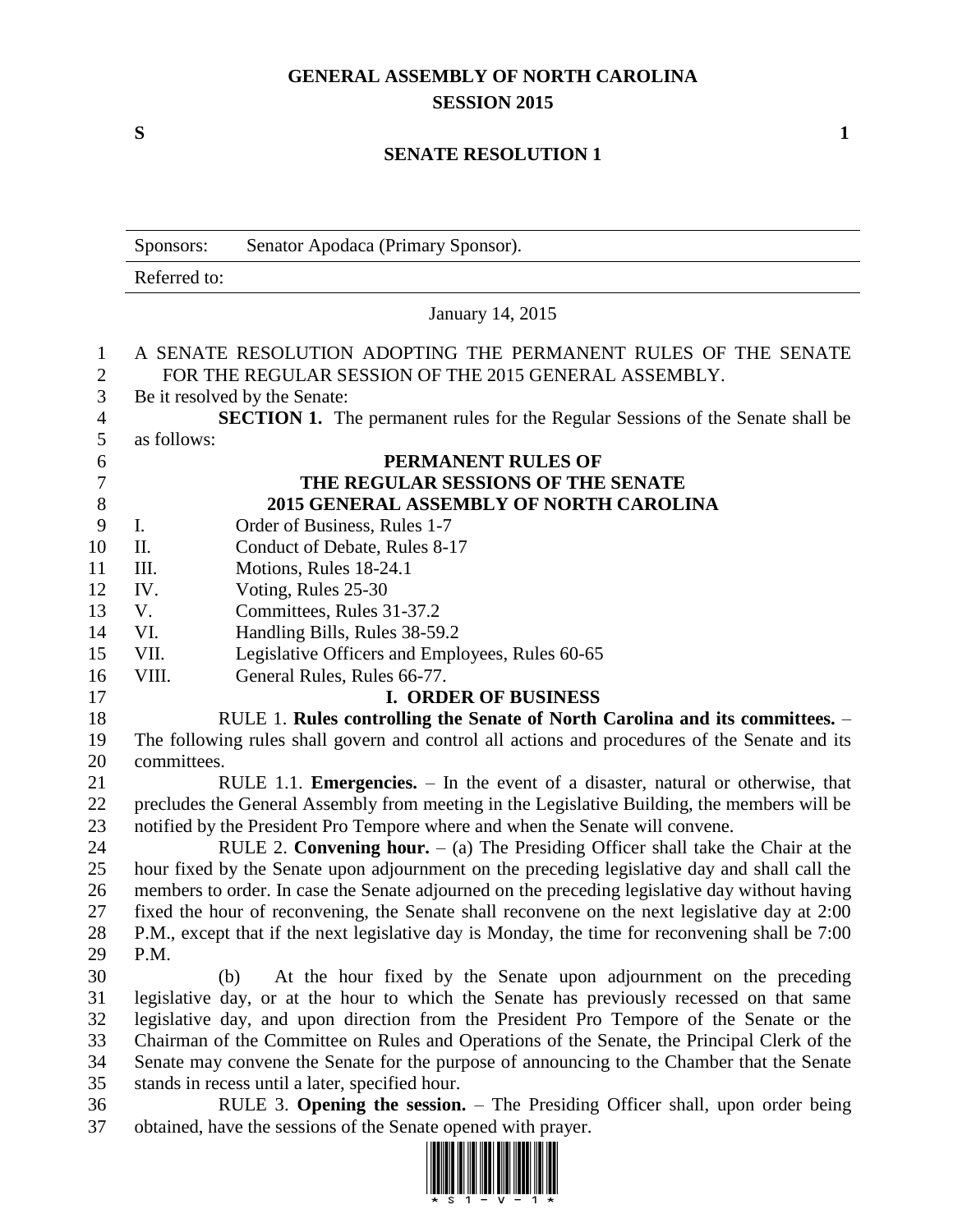# GENERAL ASSEMBLY OF NORTH CAROLINA
## SESSION 2015

**S** **1**

## SENATE RESOLUTION 1

| Sponsors: | Senator Apodaca (Primary Sponsor). |
|---|---|
| Referred to: | |

January 14, 2015

A SENATE RESOLUTION ADOPTING THE PERMANENT RULES OF THE SENATE FOR THE REGULAR SESSION OF THE 2015 GENERAL ASSEMBLY.

Be it resolved by the Senate:

**SECTION 1.** The permanent rules for the Regular Sessions of the Senate shall be as follows:

### PERMANENT RULES OF
### THE REGULAR SESSIONS OF THE SENATE
### 2015 GENERAL ASSEMBLY OF NORTH CAROLINA

I. Order of Business, Rules 1-7
II. Conduct of Debate, Rules 8-17
III. Motions, Rules 18-24.1
IV. Voting, Rules 25-30
V. Committees, Rules 31-37.2
VI. Handling Bills, Rules 38-59.2
VII. Legislative Officers and Employees, Rules 60-65
VIII. General Rules, Rules 66-77.

### I. ORDER OF BUSINESS

RULE 1. **Rules controlling the Senate of North Carolina and its committees.** – The following rules shall govern and control all actions and procedures of the Senate and its committees.

RULE 1.1. **Emergencies.** – In the event of a disaster, natural or otherwise, that precludes the General Assembly from meeting in the Legislative Building, the members will be notified by the President Pro Tempore where and when the Senate will convene.

RULE 2. **Convening hour.** – (a) The Presiding Officer shall take the Chair at the hour fixed by the Senate upon adjournment on the preceding legislative day and shall call the members to order. In case the Senate adjourned on the preceding legislative day without having fixed the hour of reconvening, the Senate shall reconvene on the next legislative day at 2:00 P.M., except that if the next legislative day is Monday, the time for reconvening shall be 7:00 P.M.

(b) At the hour fixed by the Senate upon adjournment on the preceding legislative day, or at the hour to which the Senate has previously recessed on that same legislative day, and upon direction from the President Pro Tempore of the Senate or the Chairman of the Committee on Rules and Operations of the Senate, the Principal Clerk of the Senate may convene the Senate for the purpose of announcing to the Chamber that the Senate stands in recess until a later, specified hour.

RULE 3. **Opening the session.** – The Presiding Officer shall, upon order being obtained, have the sessions of the Senate opened with prayer.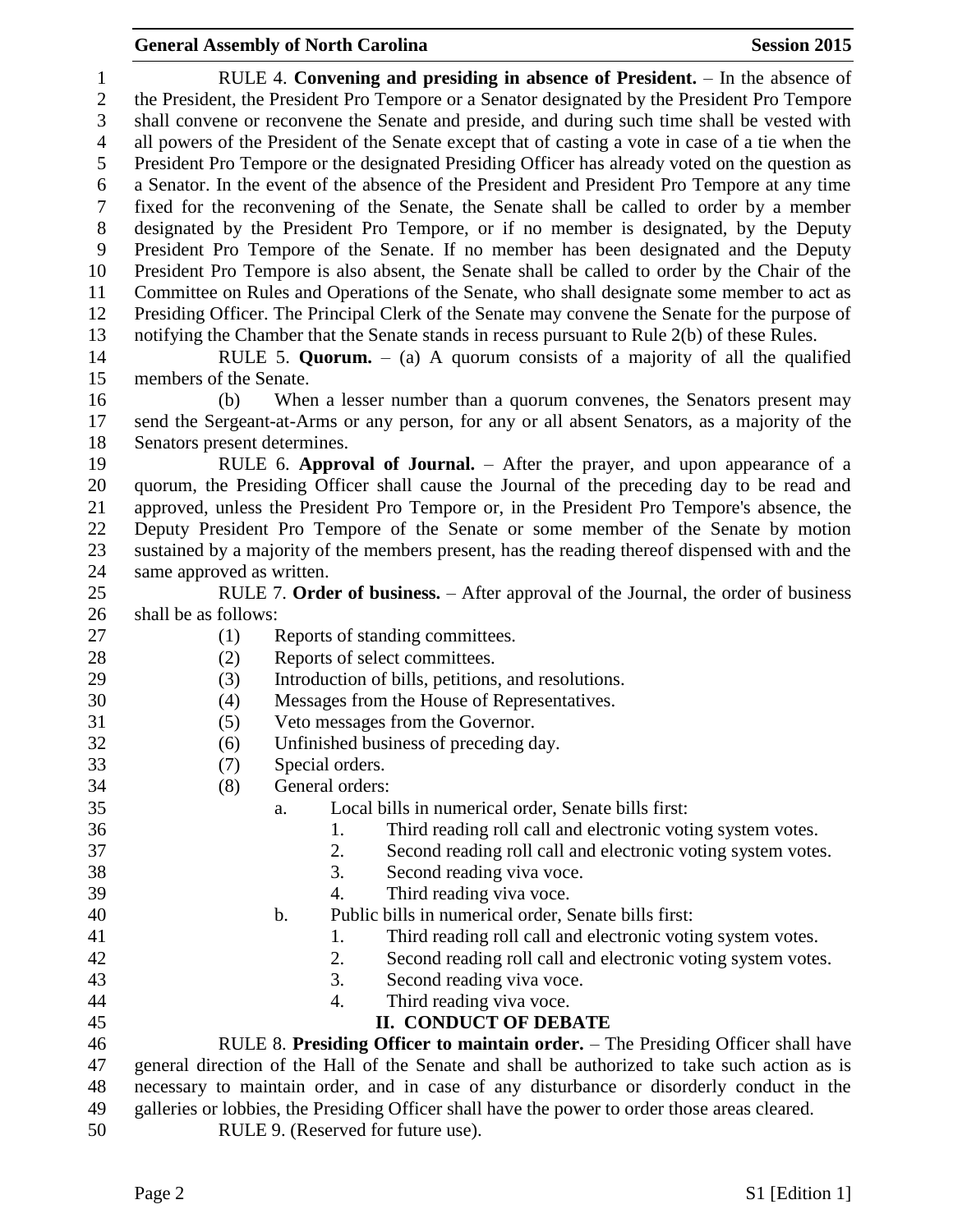RULE 4. **Convening and presiding in absence of President.** – In the absence of the President, the President Pro Tempore or a Senator designated by the President Pro Tempore shall convene or reconvene the Senate and preside, and during such time shall be vested with all powers of the President of the Senate except that of casting a vote in case of a tie when the President Pro Tempore or the designated Presiding Officer has already voted on the question as a Senator. In the event of the absence of the President and President Pro Tempore at any time fixed for the reconvening of the Senate, the Senate shall be called to order by a member designated by the President Pro Tempore, or if no member is designated, by the Deputy President Pro Tempore of the Senate. If no member has been designated and the Deputy President Pro Tempore is also absent, the Senate shall be called to order by the Chair of the Committee on Rules and Operations of the Senate, who shall designate some member to act as Presiding Officer. The Principal Clerk of the Senate may convene the Senate for the purpose of notifying the Chamber that the Senate stands in recess pursuant to Rule 2(b) of these Rules.

RULE 5. **Quorum.** – (a) A quorum consists of a majority of all the qualified members of the Senate.

(b) When a lesser number than a quorum convenes, the Senators present may send the Sergeant-at-Arms or any person, for any or all absent Senators, as a majority of the Senators present determines.

RULE 6. **Approval of Journal.** – After the prayer, and upon appearance of a quorum, the Presiding Officer shall cause the Journal of the preceding day to be read and approved, unless the President Pro Tempore or, in the President Pro Tempore's absence, the Deputy President Pro Tempore of the Senate or some member of the Senate by motion sustained by a majority of the members present, has the reading thereof dispensed with and the same approved as written.

RULE 7. **Order of business.** – After approval of the Journal, the order of business shall be as follows:

(1) Reports of standing committees.
(2) Reports of select committees.
(3) Introduction of bills, petitions, and resolutions.
(4) Messages from the House of Representatives.
(5) Veto messages from the Governor.
(6) Unfinished business of preceding day.
(7) Special orders.
(8) General orders:
  a. Local bills in numerical order, Senate bills first:
    1. Third reading roll call and electronic voting system votes.
    2. Second reading roll call and electronic voting system votes.
    3. Second reading viva voce.
    4. Third reading viva voce.
  b. Public bills in numerical order, Senate bills first:
    1. Third reading roll call and electronic voting system votes.
    2. Second reading roll call and electronic voting system votes.
    3. Second reading viva voce.
    4. Third reading viva voce.

## II. CONDUCT OF DEBATE

RULE 8. **Presiding Officer to maintain order.** – The Presiding Officer shall have general direction of the Hall of the Senate and shall be authorized to take such action as is necessary to maintain order, and in case of any disturbance or disorderly conduct in the galleries or lobbies, the Presiding Officer shall have the power to order those areas cleared.

RULE 9. (Reserved for future use).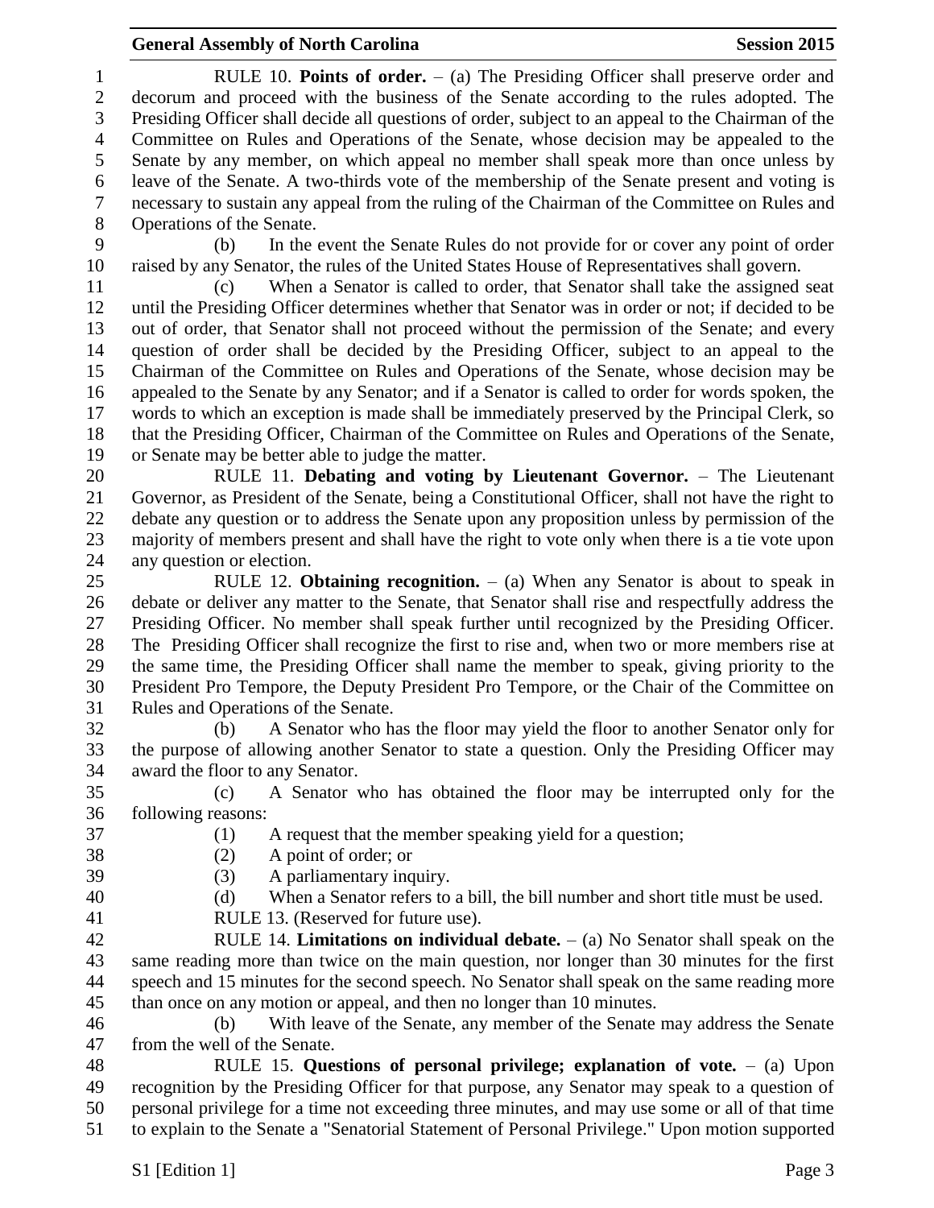RULE 10. **Points of order.** – (a) The Presiding Officer shall preserve order and decorum and proceed with the business of the Senate according to the rules adopted. The Presiding Officer shall decide all questions of order, subject to an appeal to the Chairman of the Committee on Rules and Operations of the Senate, whose decision may be appealed to the Senate by any member, on which appeal no member shall speak more than once unless by leave of the Senate. A two-thirds vote of the membership of the Senate present and voting is necessary to sustain any appeal from the ruling of the Chairman of the Committee on Rules and Operations of the Senate.

(b) In the event the Senate Rules do not provide for or cover any point of order raised by any Senator, the rules of the United States House of Representatives shall govern.

(c) When a Senator is called to order, that Senator shall take the assigned seat until the Presiding Officer determines whether that Senator was in order or not; if decided to be out of order, that Senator shall not proceed without the permission of the Senate; and every question of order shall be decided by the Presiding Officer, subject to an appeal to the Chairman of the Committee on Rules and Operations of the Senate, whose decision may be appealed to the Senate by any Senator; and if a Senator is called to order for words spoken, the words to which an exception is made shall be immediately preserved by the Principal Clerk, so that the Presiding Officer, Chairman of the Committee on Rules and Operations of the Senate, or Senate may be better able to judge the matter.

RULE 11. **Debating and voting by Lieutenant Governor.** – The Lieutenant Governor, as President of the Senate, being a Constitutional Officer, shall not have the right to debate any question or to address the Senate upon any proposition unless by permission of the majority of members present and shall have the right to vote only when there is a tie vote upon any question or election.

RULE 12. **Obtaining recognition.** – (a) When any Senator is about to speak in debate or deliver any matter to the Senate, that Senator shall rise and respectfully address the Presiding Officer. No member shall speak further until recognized by the Presiding Officer. The Presiding Officer shall recognize the first to rise and, when two or more members rise at the same time, the Presiding Officer shall name the member to speak, giving priority to the President Pro Tempore, the Deputy President Pro Tempore, or the Chair of the Committee on Rules and Operations of the Senate.

(b) A Senator who has the floor may yield the floor to another Senator only for the purpose of allowing another Senator to state a question. Only the Presiding Officer may award the floor to any Senator.

(c) A Senator who has obtained the floor may be interrupted only for the following reasons:

(1) A request that the member speaking yield for a question;
(2) A point of order; or
(3) A parliamentary inquiry.

(d) When a Senator refers to a bill, the bill number and short title must be used.

RULE 13. (Reserved for future use).

RULE 14. **Limitations on individual debate.** – (a) No Senator shall speak on the same reading more than twice on the main question, nor longer than 30 minutes for the first speech and 15 minutes for the second speech. No Senator shall speak on the same reading more than once on any motion or appeal, and then no longer than 10 minutes.

(b) With leave of the Senate, any member of the Senate may address the Senate from the well of the Senate.

RULE 15. **Questions of personal privilege; explanation of vote.** – (a) Upon recognition by the Presiding Officer for that purpose, any Senator may speak to a question of personal privilege for a time not exceeding three minutes, and may use some or all of that time to explain to the Senate a "Senatorial Statement of Personal Privilege." Upon motion supported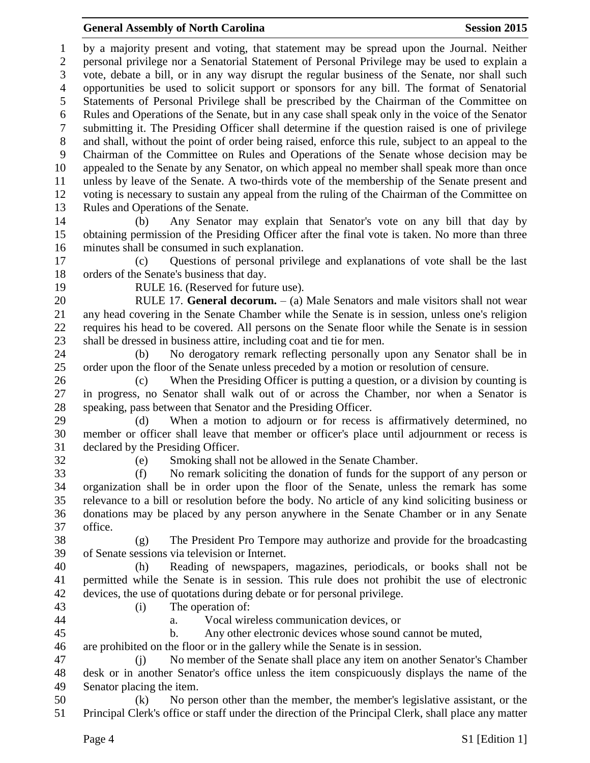by a majority present and voting, that statement may be spread upon the Journal. Neither personal privilege nor a Senatorial Statement of Personal Privilege may be used to explain a vote, debate a bill, or in any way disrupt the regular business of the Senate, nor shall such opportunities be used to solicit support or sponsors for any bill. The format of Senatorial Statements of Personal Privilege shall be prescribed by the Chairman of the Committee on Rules and Operations of the Senate, but in any case shall speak only in the voice of the Senator submitting it. The Presiding Officer shall determine if the question raised is one of privilege and shall, without the point of order being raised, enforce this rule, subject to an appeal to the Chairman of the Committee on Rules and Operations of the Senate whose decision may be appealed to the Senate by any Senator, on which appeal no member shall speak more than once unless by leave of the Senate. A two-thirds vote of the membership of the Senate present and voting is necessary to sustain any appeal from the ruling of the Chairman of the Committee on Rules and Operations of the Senate.

(b) Any Senator may explain that Senator's vote on any bill that day by obtaining permission of the Presiding Officer after the final vote is taken. No more than three minutes shall be consumed in such explanation.

(c) Questions of personal privilege and explanations of vote shall be the last orders of the Senate's business that day.

RULE 16. (Reserved for future use).

RULE 17. **General decorum.** – (a) Male Senators and male visitors shall not wear any head covering in the Senate Chamber while the Senate is in session, unless one's religion requires his head to be covered. All persons on the Senate floor while the Senate is in session shall be dressed in business attire, including coat and tie for men.

(b) No derogatory remark reflecting personally upon any Senator shall be in order upon the floor of the Senate unless preceded by a motion or resolution of censure.

(c) When the Presiding Officer is putting a question, or a division by counting is in progress, no Senator shall walk out of or across the Chamber, nor when a Senator is speaking, pass between that Senator and the Presiding Officer.

(d) When a motion to adjourn or for recess is affirmatively determined, no member or officer shall leave that member or officer's place until adjournment or recess is declared by the Presiding Officer.

(e) Smoking shall not be allowed in the Senate Chamber.

(f) No remark soliciting the donation of funds for the support of any person or organization shall be in order upon the floor of the Senate, unless the remark has some relevance to a bill or resolution before the body. No article of any kind soliciting business or donations may be placed by any person anywhere in the Senate Chamber or in any Senate office.

(g) The President Pro Tempore may authorize and provide for the broadcasting of Senate sessions via television or Internet.

(h) Reading of newspapers, magazines, periodicals, or books shall not be permitted while the Senate is in session. This rule does not prohibit the use of electronic devices, the use of quotations during debate or for personal privilege.

(i) The operation of:

a. Vocal wireless communication devices, or

b. Any other electronic devices whose sound cannot be muted,

are prohibited on the floor or in the gallery while the Senate is in session.

(j) No member of the Senate shall place any item on another Senator's Chamber desk or in another Senator's office unless the item conspicuously displays the name of the Senator placing the item.

(k) No person other than the member, the member's legislative assistant, or the Principal Clerk's office or staff under the direction of the Principal Clerk, shall place any matter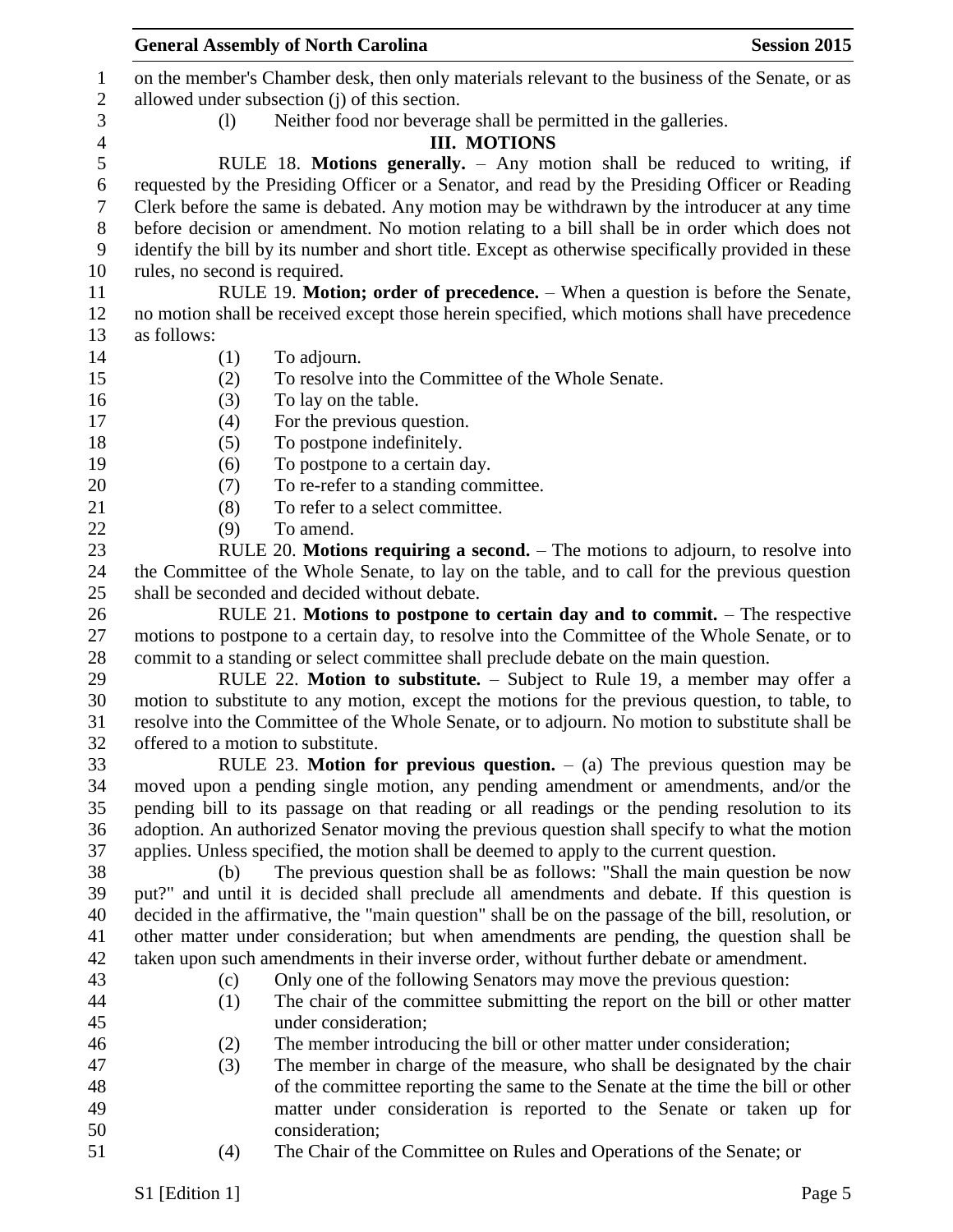on the member's Chamber desk, then only materials relevant to the business of the Senate, or as allowed under subsection (j) of this section.

(l) Neither food nor beverage shall be permitted in the galleries.

### III. MOTIONS

RULE 18. **Motions generally.** – Any motion shall be reduced to writing, if requested by the Presiding Officer or a Senator, and read by the Presiding Officer or Reading Clerk before the same is debated. Any motion may be withdrawn by the introducer at any time before decision or amendment. No motion relating to a bill shall be in order which does not identify the bill by its number and short title. Except as otherwise specifically provided in these rules, no second is required.

RULE 19. **Motion; order of precedence.** – When a question is before the Senate, no motion shall be received except those herein specified, which motions shall have precedence as follows:

(1) To adjourn.
(2) To resolve into the Committee of the Whole Senate.
(3) To lay on the table.
(4) For the previous question.
(5) To postpone indefinitely.
(6) To postpone to a certain day.
(7) To re-refer to a standing committee.
(8) To refer to a select committee.
(9) To amend.

RULE 20. **Motions requiring a second.** – The motions to adjourn, to resolve into the Committee of the Whole Senate, to lay on the table, and to call for the previous question shall be seconded and decided without debate.

RULE 21. **Motions to postpone to certain day and to commit.** – The respective motions to postpone to a certain day, to resolve into the Committee of the Whole Senate, or to commit to a standing or select committee shall preclude debate on the main question.

RULE 22. **Motion to substitute.** – Subject to Rule 19, a member may offer a motion to substitute to any motion, except the motions for the previous question, to table, to resolve into the Committee of the Whole Senate, or to adjourn. No motion to substitute shall be offered to a motion to substitute.

RULE 23. **Motion for previous question.** – (a) The previous question may be moved upon a pending single motion, any pending amendment or amendments, and/or the pending bill to its passage on that reading or all readings or the pending resolution to its adoption. An authorized Senator moving the previous question shall specify to what the motion applies. Unless specified, the motion shall be deemed to apply to the current question.

(b) The previous question shall be as follows: "Shall the main question be now put?" and until it is decided shall preclude all amendments and debate. If this question is decided in the affirmative, the "main question" shall be on the passage of the bill, resolution, or other matter under consideration; but when amendments are pending, the question shall be taken upon such amendments in their inverse order, without further debate or amendment.

(c) Only one of the following Senators may move the previous question:

(1) The chair of the committee submitting the report on the bill or other matter under consideration;
(2) The member introducing the bill or other matter under consideration;
(3) The member in charge of the measure, who shall be designated by the chair of the committee reporting the same to the Senate at the time the bill or other matter under consideration is reported to the Senate or taken up for consideration;
(4) The Chair of the Committee on Rules and Operations of the Senate; or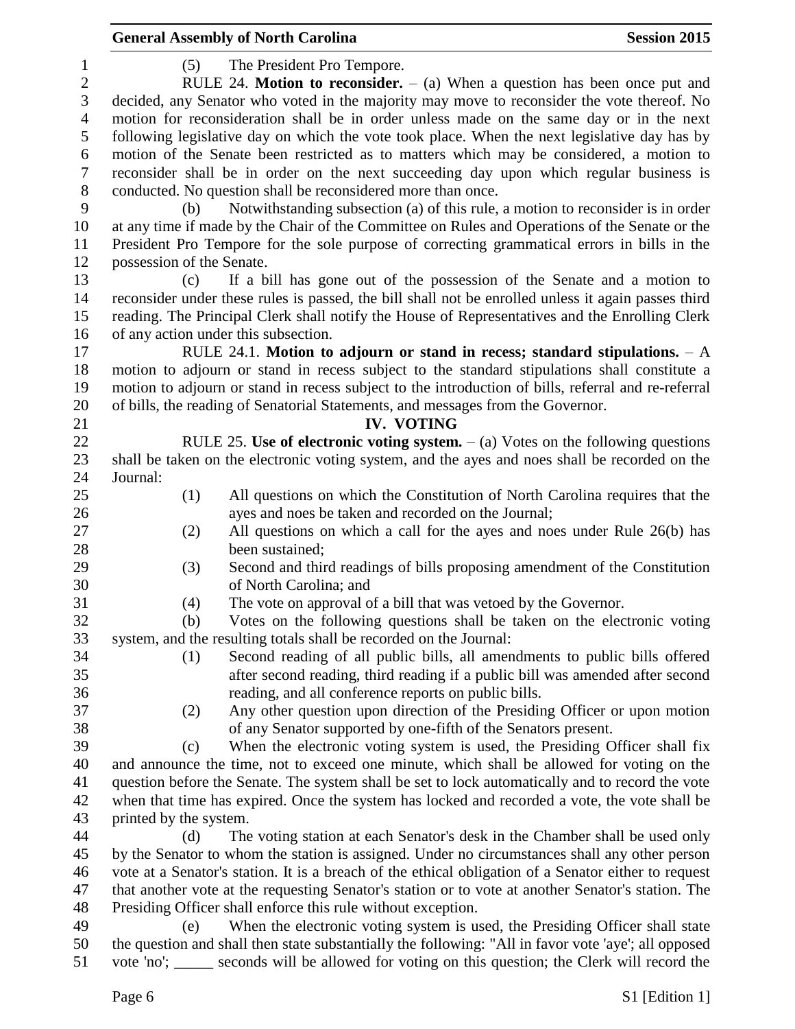(5) The President Pro Tempore.

RULE 24. **Motion to reconsider.** – (a) When a question has been once put and decided, any Senator who voted in the majority may move to reconsider the vote thereof. No motion for reconsideration shall be in order unless made on the same day or in the next following legislative day on which the vote took place. When the next legislative day has by motion of the Senate been restricted as to matters which may be considered, a motion to reconsider shall be in order on the next succeeding day upon which regular business is conducted. No question shall be reconsidered more than once.

(b) Notwithstanding subsection (a) of this rule, a motion to reconsider is in order at any time if made by the Chair of the Committee on Rules and Operations of the Senate or the President Pro Tempore for the sole purpose of correcting grammatical errors in bills in the possession of the Senate.

(c) If a bill has gone out of the possession of the Senate and a motion to reconsider under these rules is passed, the bill shall not be enrolled unless it again passes third reading. The Principal Clerk shall notify the House of Representatives and the Enrolling Clerk of any action under this subsection.

RULE 24.1. **Motion to adjourn or stand in recess; standard stipulations.** – A motion to adjourn or stand in recess subject to the standard stipulations shall constitute a motion to adjourn or stand in recess subject to the introduction of bills, referral and re-referral of bills, the reading of Senatorial Statements, and messages from the Governor.

## IV. VOTING

RULE 25. **Use of electronic voting system.** – (a) Votes on the following questions shall be taken on the electronic voting system, and the ayes and noes shall be recorded on the Journal:

(1) All questions on which the Constitution of North Carolina requires that the ayes and noes be taken and recorded on the Journal;

(2) All questions on which a call for the ayes and noes under Rule 26(b) has been sustained;

(3) Second and third readings of bills proposing amendment of the Constitution of North Carolina; and

(4) The vote on approval of a bill that was vetoed by the Governor.

(b) Votes on the following questions shall be taken on the electronic voting system, and the resulting totals shall be recorded on the Journal:

(1) Second reading of all public bills, all amendments to public bills offered after second reading, third reading if a public bill was amended after second reading, and all conference reports on public bills.

(2) Any other question upon direction of the Presiding Officer or upon motion of any Senator supported by one-fifth of the Senators present.

(c) When the electronic voting system is used, the Presiding Officer shall fix and announce the time, not to exceed one minute, which shall be allowed for voting on the question before the Senate. The system shall be set to lock automatically and to record the vote when that time has expired. Once the system has locked and recorded a vote, the vote shall be printed by the system.

(d) The voting station at each Senator's desk in the Chamber shall be used only by the Senator to whom the station is assigned. Under no circumstances shall any other person vote at a Senator's station. It is a breach of the ethical obligation of a Senator either to request that another vote at the requesting Senator's station or to vote at another Senator's station. The Presiding Officer shall enforce this rule without exception.

(e) When the electronic voting system is used, the Presiding Officer shall state the question and shall then state substantially the following: "All in favor vote 'aye'; all opposed vote 'no'; _____ seconds will be allowed for voting on this question; the Clerk will record the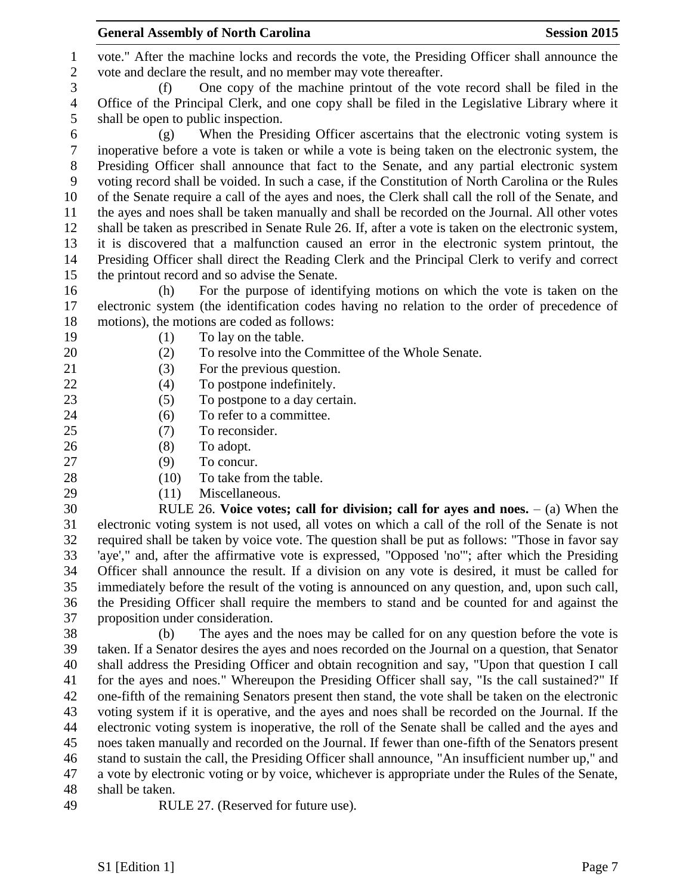vote." After the machine locks and records the vote, the Presiding Officer shall announce the vote and declare the result, and no member may vote thereafter.

(f) One copy of the machine printout of the vote record shall be filed in the Office of the Principal Clerk, and one copy shall be filed in the Legislative Library where it shall be open to public inspection.

(g) When the Presiding Officer ascertains that the electronic voting system is inoperative before a vote is taken or while a vote is being taken on the electronic system, the Presiding Officer shall announce that fact to the Senate, and any partial electronic system voting record shall be voided. In such a case, if the Constitution of North Carolina or the Rules of the Senate require a call of the ayes and noes, the Clerk shall call the roll of the Senate, and the ayes and noes shall be taken manually and shall be recorded on the Journal. All other votes shall be taken as prescribed in Senate Rule 26. If, after a vote is taken on the electronic system, it is discovered that a malfunction caused an error in the electronic system printout, the Presiding Officer shall direct the Reading Clerk and the Principal Clerk to verify and correct the printout record and so advise the Senate.

(h) For the purpose of identifying motions on which the vote is taken on the electronic system (the identification codes having no relation to the order of precedence of motions), the motions are coded as follows:

(1) To lay on the table.
(2) To resolve into the Committee of the Whole Senate.
(3) For the previous question.
(4) To postpone indefinitely.
(5) To postpone to a day certain.
(6) To refer to a committee.
(7) To reconsider.
(8) To adopt.
(9) To concur.
(10) To take from the table.
(11) Miscellaneous.

RULE 26. **Voice votes; call for division; call for ayes and noes.** – (a) When the electronic voting system is not used, all votes on which a call of the roll of the Senate is not required shall be taken by voice vote. The question shall be put as follows: "Those in favor say 'aye'," and, after the affirmative vote is expressed, "Opposed 'no'"; after which the Presiding Officer shall announce the result. If a division on any vote is desired, it must be called for immediately before the result of the voting is announced on any question, and, upon such call, the Presiding Officer shall require the members to stand and be counted for and against the proposition under consideration.

(b) The ayes and the noes may be called for on any question before the vote is taken. If a Senator desires the ayes and noes recorded on the Journal on a question, that Senator shall address the Presiding Officer and obtain recognition and say, "Upon that question I call for the ayes and noes." Whereupon the Presiding Officer shall say, "Is the call sustained?" If one-fifth of the remaining Senators present then stand, the vote shall be taken on the electronic voting system if it is operative, and the ayes and noes shall be recorded on the Journal. If the electronic voting system is inoperative, the roll of the Senate shall be called and the ayes and noes taken manually and recorded on the Journal. If fewer than one-fifth of the Senators present stand to sustain the call, the Presiding Officer shall announce, "An insufficient number up," and a vote by electronic voting or by voice, whichever is appropriate under the Rules of the Senate, shall be taken.

RULE 27. (Reserved for future use).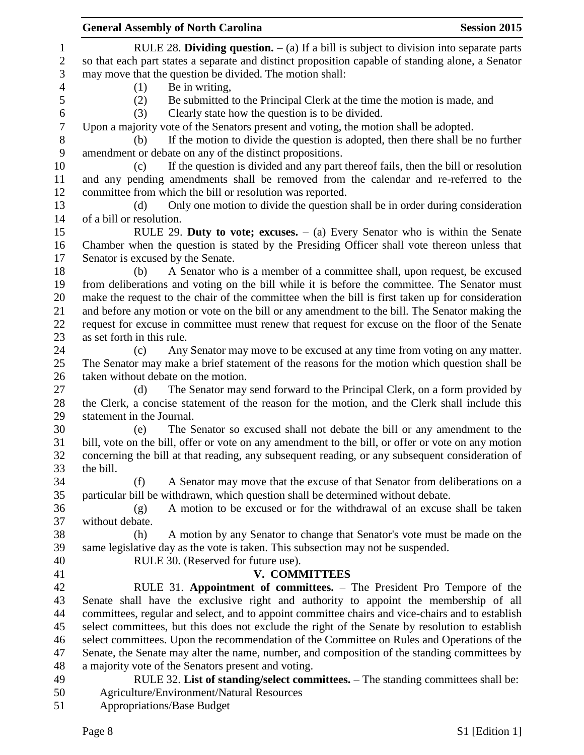RULE 28. **Dividing question.** – (a) If a bill is subject to division into separate parts so that each part states a separate and distinct proposition capable of standing alone, a Senator may move that the question be divided. The motion shall:

(1) Be in writing,

(2) Be submitted to the Principal Clerk at the time the motion is made, and

(3) Clearly state how the question is to be divided.

Upon a majority vote of the Senators present and voting, the motion shall be adopted.

(b) If the motion to divide the question is adopted, then there shall be no further amendment or debate on any of the distinct propositions.

(c) If the question is divided and any part thereof fails, then the bill or resolution and any pending amendments shall be removed from the calendar and re-referred to the committee from which the bill or resolution was reported.

(d) Only one motion to divide the question shall be in order during consideration of a bill or resolution.

RULE 29. **Duty to vote; excuses.** – (a) Every Senator who is within the Senate Chamber when the question is stated by the Presiding Officer shall vote thereon unless that Senator is excused by the Senate.

(b) A Senator who is a member of a committee shall, upon request, be excused from deliberations and voting on the bill while it is before the committee. The Senator must make the request to the chair of the committee when the bill is first taken up for consideration and before any motion or vote on the bill or any amendment to the bill. The Senator making the request for excuse in committee must renew that request for excuse on the floor of the Senate as set forth in this rule.

(c) Any Senator may move to be excused at any time from voting on any matter. The Senator may make a brief statement of the reasons for the motion which question shall be taken without debate on the motion.

(d) The Senator may send forward to the Principal Clerk, on a form provided by the Clerk, a concise statement of the reason for the motion, and the Clerk shall include this statement in the Journal.

(e) The Senator so excused shall not debate the bill or any amendment to the bill, vote on the bill, offer or vote on any amendment to the bill, or offer or vote on any motion concerning the bill at that reading, any subsequent reading, or any subsequent consideration of the bill.

(f) A Senator may move that the excuse of that Senator from deliberations on a particular bill be withdrawn, which question shall be determined without debate.

(g) A motion to be excused or for the withdrawal of an excuse shall be taken without debate.

(h) A motion by any Senator to change that Senator's vote must be made on the same legislative day as the vote is taken. This subsection may not be suspended.

RULE 30. (Reserved for future use).

## V. COMMITTEES

RULE 31. **Appointment of committees.** – The President Pro Tempore of the Senate shall have the exclusive right and authority to appoint the membership of all committees, regular and select, and to appoint committee chairs and vice-chairs and to establish select committees, but this does not exclude the right of the Senate by resolution to establish select committees. Upon the recommendation of the Committee on Rules and Operations of the Senate, the Senate may alter the name, number, and composition of the standing committees by a majority vote of the Senators present and voting.

RULE 32. **List of standing/select committees.** – The standing committees shall be:

Agriculture/Environment/Natural Resources

Appropriations/Base Budget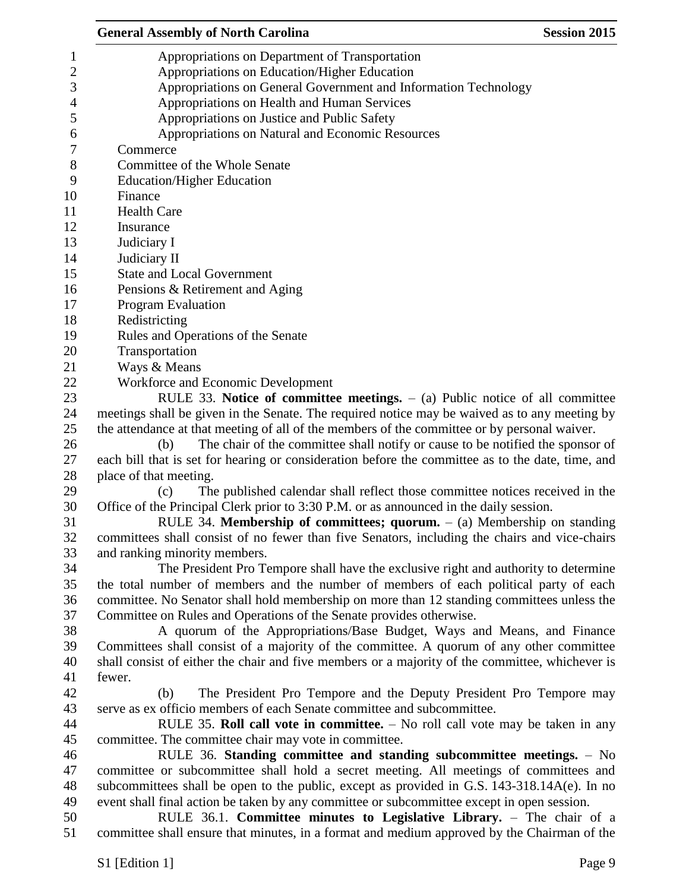Appropriations on Department of Transportation
Appropriations on Education/Higher Education
Appropriations on General Government and Information Technology
Appropriations on Health and Human Services
Appropriations on Justice and Public Safety
Appropriations on Natural and Economic Resources
Commerce
Committee of the Whole Senate
Education/Higher Education
Finance
Health Care
Insurance
Judiciary I
Judiciary II
State and Local Government
Pensions & Retirement and Aging
Program Evaluation
Redistricting
Rules and Operations of the Senate
Transportation
Ways & Means
Workforce and Economic Development

RULE 33. **Notice of committee meetings.** – (a) Public notice of all committee meetings shall be given in the Senate. The required notice may be waived as to any meeting by the attendance at that meeting of all of the members of the committee or by personal waiver.

(b) The chair of the committee shall notify or cause to be notified the sponsor of each bill that is set for hearing or consideration before the committee as to the date, time, and place of that meeting.

(c) The published calendar shall reflect those committee notices received in the Office of the Principal Clerk prior to 3:30 P.M. or as announced in the daily session.

RULE 34. **Membership of committees; quorum.** – (a) Membership on standing committees shall consist of no fewer than five Senators, including the chairs and vice-chairs and ranking minority members.

The President Pro Tempore shall have the exclusive right and authority to determine the total number of members and the number of members of each political party of each committee. No Senator shall hold membership on more than 12 standing committees unless the Committee on Rules and Operations of the Senate provides otherwise.

A quorum of the Appropriations/Base Budget, Ways and Means, and Finance Committees shall consist of a majority of the committee. A quorum of any other committee shall consist of either the chair and five members or a majority of the committee, whichever is fewer.

(b) The President Pro Tempore and the Deputy President Pro Tempore may serve as ex officio members of each Senate committee and subcommittee.

RULE 35. **Roll call vote in committee.** – No roll call vote may be taken in any committee. The committee chair may vote in committee.

RULE 36. **Standing committee and standing subcommittee meetings.** – No committee or subcommittee shall hold a secret meeting. All meetings of committees and subcommittees shall be open to the public, except as provided in G.S. 143-318.14A(e). In no event shall final action be taken by any committee or subcommittee except in open session.

RULE 36.1. **Committee minutes to Legislative Library.** – The chair of a committee shall ensure that minutes, in a format and medium approved by the Chairman of the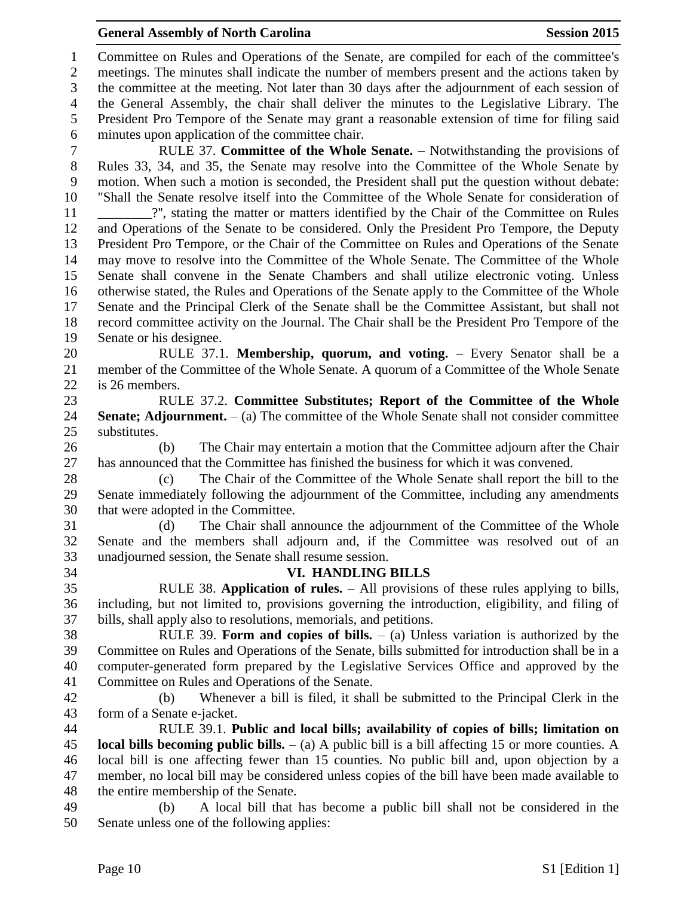Committee on Rules and Operations of the Senate, are compiled for each of the committee's meetings. The minutes shall indicate the number of members present and the actions taken by the committee at the meeting. Not later than 30 days after the adjournment of each session of the General Assembly, the chair shall deliver the minutes to the Legislative Library. The President Pro Tempore of the Senate may grant a reasonable extension of time for filing said minutes upon application of the committee chair.

RULE 37. **Committee of the Whole Senate.** – Notwithstanding the provisions of Rules 33, 34, and 35, the Senate may resolve into the Committee of the Whole Senate by motion. When such a motion is seconded, the President shall put the question without debate: "Shall the Senate resolve itself into the Committee of the Whole Senate for consideration of ________?", stating the matter or matters identified by the Chair of the Committee on Rules and Operations of the Senate to be considered. Only the President Pro Tempore, the Deputy President Pro Tempore, or the Chair of the Committee on Rules and Operations of the Senate may move to resolve into the Committee of the Whole Senate. The Committee of the Whole Senate shall convene in the Senate Chambers and shall utilize electronic voting. Unless otherwise stated, the Rules and Operations of the Senate apply to the Committee of the Whole Senate and the Principal Clerk of the Senate shall be the Committee Assistant, but shall not record committee activity on the Journal. The Chair shall be the President Pro Tempore of the Senate or his designee.

RULE 37.1. **Membership, quorum, and voting.** – Every Senator shall be a member of the Committee of the Whole Senate. A quorum of a Committee of the Whole Senate is 26 members.

RULE 37.2. **Committee Substitutes; Report of the Committee of the Whole Senate; Adjournment.** – (a) The committee of the Whole Senate shall not consider committee substitutes.

(b) The Chair may entertain a motion that the Committee adjourn after the Chair has announced that the Committee has finished the business for which it was convened.

(c) The Chair of the Committee of the Whole Senate shall report the bill to the Senate immediately following the adjournment of the Committee, including any amendments that were adopted in the Committee.

(d) The Chair shall announce the adjournment of the Committee of the Whole Senate and the members shall adjourn and, if the Committee was resolved out of an unadjourned session, the Senate shall resume session.

## VI. HANDLING BILLS

RULE 38. **Application of rules.** – All provisions of these rules applying to bills, including, but not limited to, provisions governing the introduction, eligibility, and filing of bills, shall apply also to resolutions, memorials, and petitions.

RULE 39. **Form and copies of bills.** – (a) Unless variation is authorized by the Committee on Rules and Operations of the Senate, bills submitted for introduction shall be in a computer-generated form prepared by the Legislative Services Office and approved by the Committee on Rules and Operations of the Senate.

(b) Whenever a bill is filed, it shall be submitted to the Principal Clerk in the form of a Senate e-jacket.

RULE 39.1. **Public and local bills; availability of copies of bills; limitation on local bills becoming public bills.** – (a) A public bill is a bill affecting 15 or more counties. A local bill is one affecting fewer than 15 counties. No public bill and, upon objection by a member, no local bill may be considered unless copies of the bill have been made available to the entire membership of the Senate.

(b) A local bill that has become a public bill shall not be considered in the Senate unless one of the following applies: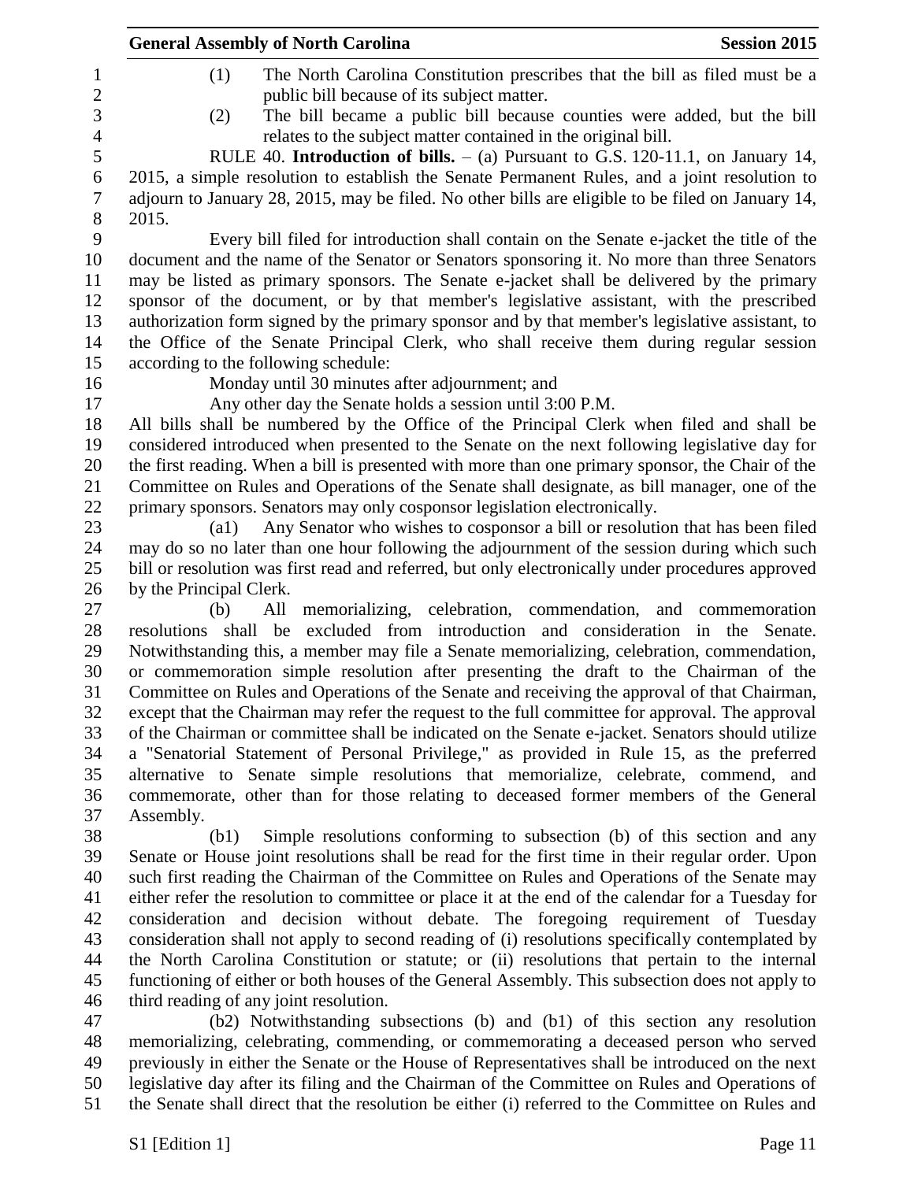(1) The North Carolina Constitution prescribes that the bill as filed must be a public bill because of its subject matter.

(2) The bill became a public bill because counties were added, but the bill relates to the subject matter contained in the original bill.

RULE 40. **Introduction of bills.** – (a) Pursuant to G.S. 120-11.1, on January 14, 2015, a simple resolution to establish the Senate Permanent Rules, and a joint resolution to adjourn to January 28, 2015, may be filed. No other bills are eligible to be filed on January 14, 2015.

Every bill filed for introduction shall contain on the Senate e-jacket the title of the document and the name of the Senator or Senators sponsoring it. No more than three Senators may be listed as primary sponsors. The Senate e-jacket shall be delivered by the primary sponsor of the document, or by that member's legislative assistant, with the prescribed authorization form signed by the primary sponsor and by that member's legislative assistant, to the Office of the Senate Principal Clerk, who shall receive them during regular session according to the following schedule:

Monday until 30 minutes after adjournment; and

Any other day the Senate holds a session until 3:00 P.M.

All bills shall be numbered by the Office of the Principal Clerk when filed and shall be considered introduced when presented to the Senate on the next following legislative day for the first reading. When a bill is presented with more than one primary sponsor, the Chair of the Committee on Rules and Operations of the Senate shall designate, as bill manager, one of the primary sponsors. Senators may only cosponsor legislation electronically.

(a1) Any Senator who wishes to cosponsor a bill or resolution that has been filed may do so no later than one hour following the adjournment of the session during which such bill or resolution was first read and referred, but only electronically under procedures approved by the Principal Clerk.

(b) All memorializing, celebration, commendation, and commemoration resolutions shall be excluded from introduction and consideration in the Senate. Notwithstanding this, a member may file a Senate memorializing, celebration, commendation, or commemoration simple resolution after presenting the draft to the Chairman of the Committee on Rules and Operations of the Senate and receiving the approval of that Chairman, except that the Chairman may refer the request to the full committee for approval. The approval of the Chairman or committee shall be indicated on the Senate e-jacket. Senators should utilize a "Senatorial Statement of Personal Privilege," as provided in Rule 15, as the preferred alternative to Senate simple resolutions that memorialize, celebrate, commend, and commemorate, other than for those relating to deceased former members of the General Assembly.

(b1) Simple resolutions conforming to subsection (b) of this section and any Senate or House joint resolutions shall be read for the first time in their regular order. Upon such first reading the Chairman of the Committee on Rules and Operations of the Senate may either refer the resolution to committee or place it at the end of the calendar for a Tuesday for consideration and decision without debate. The foregoing requirement of Tuesday consideration shall not apply to second reading of (i) resolutions specifically contemplated by the North Carolina Constitution or statute; or (ii) resolutions that pertain to the internal functioning of either or both houses of the General Assembly. This subsection does not apply to third reading of any joint resolution.

(b2) Notwithstanding subsections (b) and (b1) of this section any resolution memorializing, celebrating, commending, or commemorating a deceased person who served previously in either the Senate or the House of Representatives shall be introduced on the next legislative day after its filing and the Chairman of the Committee on Rules and Operations of the Senate shall direct that the resolution be either (i) referred to the Committee on Rules and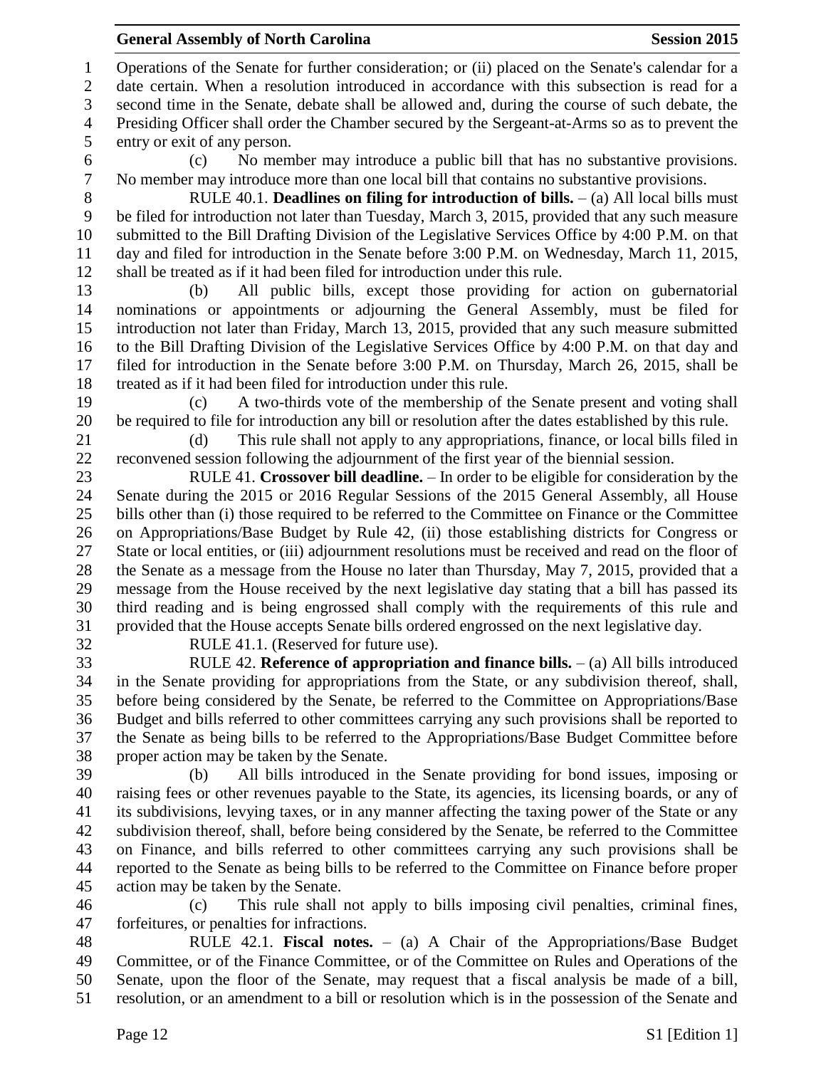Operations of the Senate for further consideration; or (ii) placed on the Senate's calendar for a date certain. When a resolution introduced in accordance with this subsection is read for a second time in the Senate, debate shall be allowed and, during the course of such debate, the Presiding Officer shall order the Chamber secured by the Sergeant-at-Arms so as to prevent the entry or exit of any person.

(c) No member may introduce a public bill that has no substantive provisions. No member may introduce more than one local bill that contains no substantive provisions.

RULE 40.1. **Deadlines on filing for introduction of bills.** – (a) All local bills must be filed for introduction not later than Tuesday, March 3, 2015, provided that any such measure submitted to the Bill Drafting Division of the Legislative Services Office by 4:00 P.M. on that day and filed for introduction in the Senate before 3:00 P.M. on Wednesday, March 11, 2015, shall be treated as if it had been filed for introduction under this rule.

(b) All public bills, except those providing for action on gubernatorial nominations or appointments or adjourning the General Assembly, must be filed for introduction not later than Friday, March 13, 2015, provided that any such measure submitted to the Bill Drafting Division of the Legislative Services Office by 4:00 P.M. on that day and filed for introduction in the Senate before 3:00 P.M. on Thursday, March 26, 2015, shall be treated as if it had been filed for introduction under this rule.

(c) A two-thirds vote of the membership of the Senate present and voting shall be required to file for introduction any bill or resolution after the dates established by this rule.

(d) This rule shall not apply to any appropriations, finance, or local bills filed in reconvened session following the adjournment of the first year of the biennial session.

RULE 41. **Crossover bill deadline.** – In order to be eligible for consideration by the Senate during the 2015 or 2016 Regular Sessions of the 2015 General Assembly, all House bills other than (i) those required to be referred to the Committee on Finance or the Committee on Appropriations/Base Budget by Rule 42, (ii) those establishing districts for Congress or State or local entities, or (iii) adjournment resolutions must be received and read on the floor of the Senate as a message from the House no later than Thursday, May 7, 2015, provided that a message from the House received by the next legislative day stating that a bill has passed its third reading and is being engrossed shall comply with the requirements of this rule and provided that the House accepts Senate bills ordered engrossed on the next legislative day.

RULE 41.1. (Reserved for future use).

RULE 42. **Reference of appropriation and finance bills.** – (a) All bills introduced in the Senate providing for appropriations from the State, or any subdivision thereof, shall, before being considered by the Senate, be referred to the Committee on Appropriations/Base Budget and bills referred to other committees carrying any such provisions shall be reported to the Senate as being bills to be referred to the Appropriations/Base Budget Committee before proper action may be taken by the Senate.

(b) All bills introduced in the Senate providing for bond issues, imposing or raising fees or other revenues payable to the State, its agencies, its licensing boards, or any of its subdivisions, levying taxes, or in any manner affecting the taxing power of the State or any subdivision thereof, shall, before being considered by the Senate, be referred to the Committee on Finance, and bills referred to other committees carrying any such provisions shall be reported to the Senate as being bills to be referred to the Committee on Finance before proper action may be taken by the Senate.

(c) This rule shall not apply to bills imposing civil penalties, criminal fines, forfeitures, or penalties for infractions.

RULE 42.1. **Fiscal notes.** – (a) A Chair of the Appropriations/Base Budget Committee, or of the Finance Committee, or of the Committee on Rules and Operations of the Senate, upon the floor of the Senate, may request that a fiscal analysis be made of a bill, resolution, or an amendment to a bill or resolution which is in the possession of the Senate and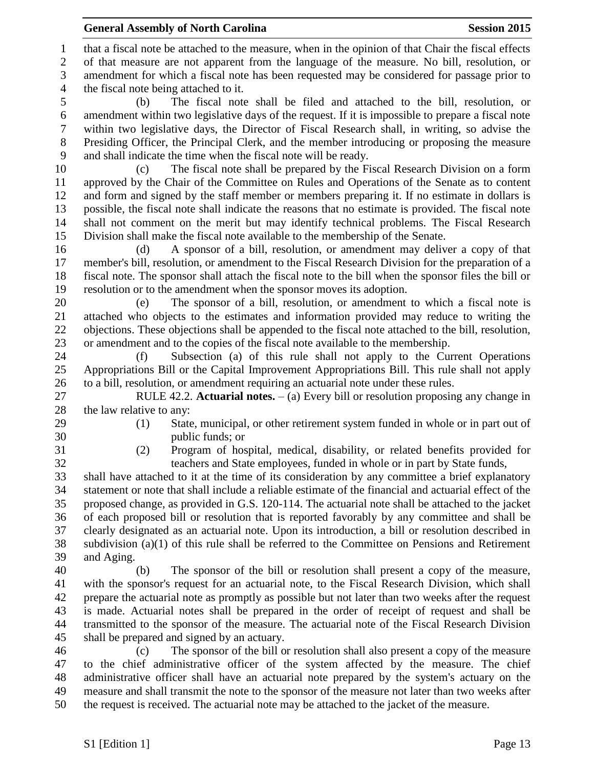that a fiscal note be attached to the measure, when in the opinion of that Chair the fiscal effects of that measure are not apparent from the language of the measure. No bill, resolution, or amendment for which a fiscal note has been requested may be considered for passage prior to the fiscal note being attached to it.

(b) The fiscal note shall be filed and attached to the bill, resolution, or amendment within two legislative days of the request. If it is impossible to prepare a fiscal note within two legislative days, the Director of Fiscal Research shall, in writing, so advise the Presiding Officer, the Principal Clerk, and the member introducing or proposing the measure and shall indicate the time when the fiscal note will be ready.

(c) The fiscal note shall be prepared by the Fiscal Research Division on a form approved by the Chair of the Committee on Rules and Operations of the Senate as to content and form and signed by the staff member or members preparing it. If no estimate in dollars is possible, the fiscal note shall indicate the reasons that no estimate is provided. The fiscal note shall not comment on the merit but may identify technical problems. The Fiscal Research Division shall make the fiscal note available to the membership of the Senate.

(d) A sponsor of a bill, resolution, or amendment may deliver a copy of that member's bill, resolution, or amendment to the Fiscal Research Division for the preparation of a fiscal note. The sponsor shall attach the fiscal note to the bill when the sponsor files the bill or resolution or to the amendment when the sponsor moves its adoption.

(e) The sponsor of a bill, resolution, or amendment to which a fiscal note is attached who objects to the estimates and information provided may reduce to writing the objections. These objections shall be appended to the fiscal note attached to the bill, resolution, or amendment and to the copies of the fiscal note available to the membership.

(f) Subsection (a) of this rule shall not apply to the Current Operations Appropriations Bill or the Capital Improvement Appropriations Bill. This rule shall not apply to a bill, resolution, or amendment requiring an actuarial note under these rules.

RULE 42.2. **Actuarial notes.** – (a) Every bill or resolution proposing any change in the law relative to any:

(1) State, municipal, or other retirement system funded in whole or in part out of public funds; or

(2) Program of hospital, medical, disability, or related benefits provided for teachers and State employees, funded in whole or in part by State funds,

shall have attached to it at the time of its consideration by any committee a brief explanatory statement or note that shall include a reliable estimate of the financial and actuarial effect of the proposed change, as provided in G.S. 120-114. The actuarial note shall be attached to the jacket of each proposed bill or resolution that is reported favorably by any committee and shall be clearly designated as an actuarial note. Upon its introduction, a bill or resolution described in subdivision (a)(1) of this rule shall be referred to the Committee on Pensions and Retirement and Aging.

(b) The sponsor of the bill or resolution shall present a copy of the measure, with the sponsor's request for an actuarial note, to the Fiscal Research Division, which shall prepare the actuarial note as promptly as possible but not later than two weeks after the request is made. Actuarial notes shall be prepared in the order of receipt of request and shall be transmitted to the sponsor of the measure. The actuarial note of the Fiscal Research Division shall be prepared and signed by an actuary.

(c) The sponsor of the bill or resolution shall also present a copy of the measure to the chief administrative officer of the system affected by the measure. The chief administrative officer shall have an actuarial note prepared by the system's actuary on the measure and shall transmit the note to the sponsor of the measure not later than two weeks after the request is received. The actuarial note may be attached to the jacket of the measure.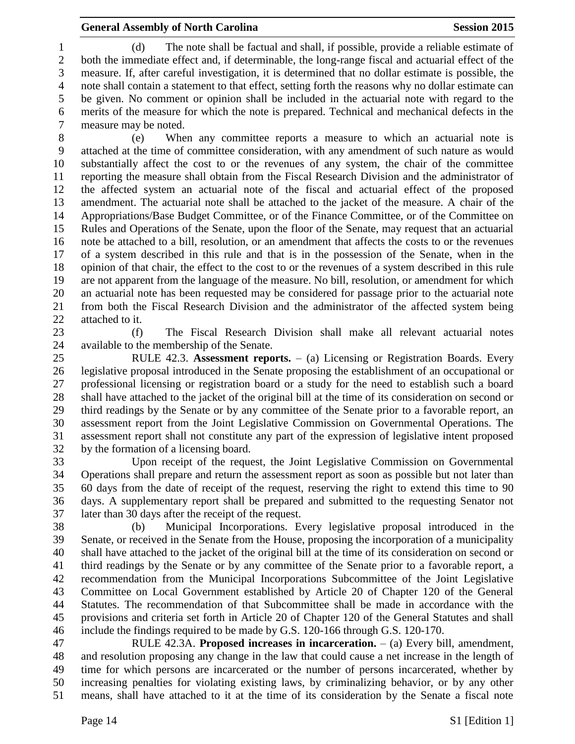(d) The note shall be factual and shall, if possible, provide a reliable estimate of both the immediate effect and, if determinable, the long-range fiscal and actuarial effect of the measure. If, after careful investigation, it is determined that no dollar estimate is possible, the note shall contain a statement to that effect, setting forth the reasons why no dollar estimate can be given. No comment or opinion shall be included in the actuarial note with regard to the merits of the measure for which the note is prepared. Technical and mechanical defects in the measure may be noted.

(e) When any committee reports a measure to which an actuarial note is attached at the time of committee consideration, with any amendment of such nature as would substantially affect the cost to or the revenues of any system, the chair of the committee reporting the measure shall obtain from the Fiscal Research Division and the administrator of the affected system an actuarial note of the fiscal and actuarial effect of the proposed amendment. The actuarial note shall be attached to the jacket of the measure. A chair of the Appropriations/Base Budget Committee, or of the Finance Committee, or of the Committee on Rules and Operations of the Senate, upon the floor of the Senate, may request that an actuarial note be attached to a bill, resolution, or an amendment that affects the costs to or the revenues of a system described in this rule and that is in the possession of the Senate, when in the opinion of that chair, the effect to the cost to or the revenues of a system described in this rule are not apparent from the language of the measure. No bill, resolution, or amendment for which an actuarial note has been requested may be considered for passage prior to the actuarial note from both the Fiscal Research Division and the administrator of the affected system being attached to it.

(f) The Fiscal Research Division shall make all relevant actuarial notes available to the membership of the Senate.

RULE 42.3. **Assessment reports.** – (a) Licensing or Registration Boards. Every legislative proposal introduced in the Senate proposing the establishment of an occupational or professional licensing or registration board or a study for the need to establish such a board shall have attached to the jacket of the original bill at the time of its consideration on second or third readings by the Senate or by any committee of the Senate prior to a favorable report, an assessment report from the Joint Legislative Commission on Governmental Operations. The assessment report shall not constitute any part of the expression of legislative intent proposed by the formation of a licensing board.

Upon receipt of the request, the Joint Legislative Commission on Governmental Operations shall prepare and return the assessment report as soon as possible but not later than 60 days from the date of receipt of the request, reserving the right to extend this time to 90 days. A supplementary report shall be prepared and submitted to the requesting Senator not later than 30 days after the receipt of the request.

(b) Municipal Incorporations. Every legislative proposal introduced in the Senate, or received in the Senate from the House, proposing the incorporation of a municipality shall have attached to the jacket of the original bill at the time of its consideration on second or third readings by the Senate or by any committee of the Senate prior to a favorable report, a recommendation from the Municipal Incorporations Subcommittee of the Joint Legislative Committee on Local Government established by Article 20 of Chapter 120 of the General Statutes. The recommendation of that Subcommittee shall be made in accordance with the provisions and criteria set forth in Article 20 of Chapter 120 of the General Statutes and shall include the findings required to be made by G.S. 120-166 through G.S. 120-170.

RULE 42.3A. **Proposed increases in incarceration.** – (a) Every bill, amendment, and resolution proposing any change in the law that could cause a net increase in the length of time for which persons are incarcerated or the number of persons incarcerated, whether by increasing penalties for violating existing laws, by criminalizing behavior, or by any other means, shall have attached to it at the time of its consideration by the Senate a fiscal note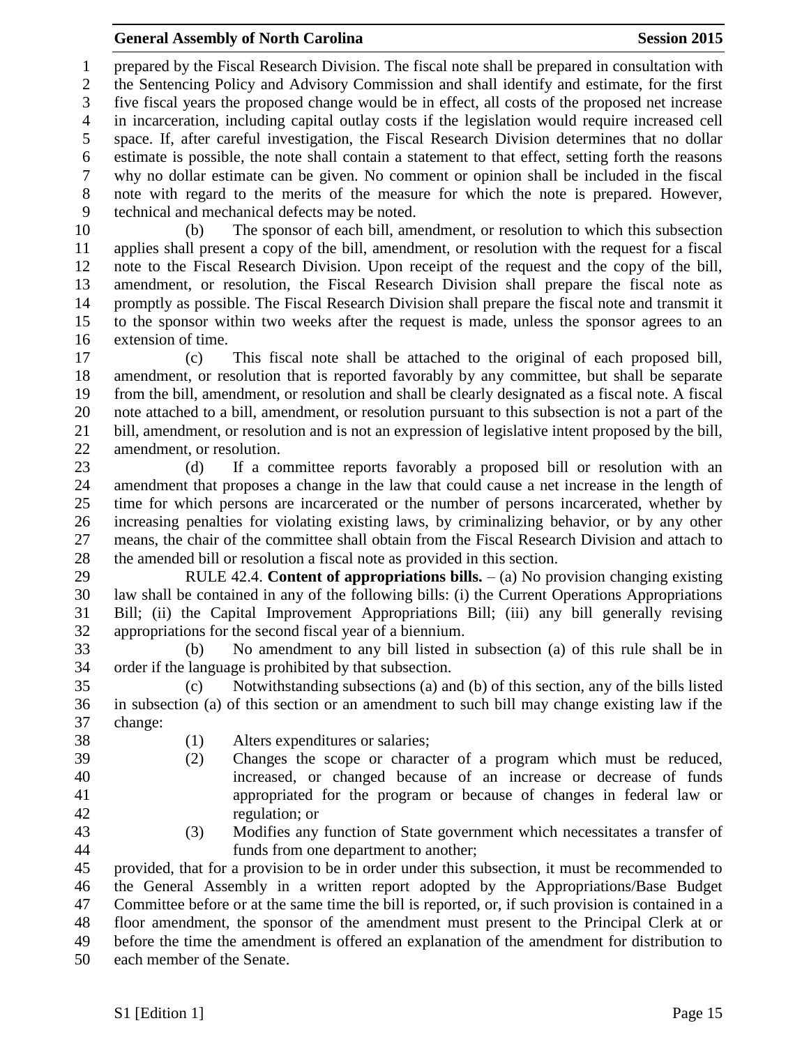prepared by the Fiscal Research Division. The fiscal note shall be prepared in consultation with the Sentencing Policy and Advisory Commission and shall identify and estimate, for the first five fiscal years the proposed change would be in effect, all costs of the proposed net increase in incarceration, including capital outlay costs if the legislation would require increased cell space. If, after careful investigation, the Fiscal Research Division determines that no dollar estimate is possible, the note shall contain a statement to that effect, setting forth the reasons why no dollar estimate can be given. No comment or opinion shall be included in the fiscal note with regard to the merits of the measure for which the note is prepared. However, technical and mechanical defects may be noted.

(b) The sponsor of each bill, amendment, or resolution to which this subsection applies shall present a copy of the bill, amendment, or resolution with the request for a fiscal note to the Fiscal Research Division. Upon receipt of the request and the copy of the bill, amendment, or resolution, the Fiscal Research Division shall prepare the fiscal note as promptly as possible. The Fiscal Research Division shall prepare the fiscal note and transmit it to the sponsor within two weeks after the request is made, unless the sponsor agrees to an extension of time.

(c) This fiscal note shall be attached to the original of each proposed bill, amendment, or resolution that is reported favorably by any committee, but shall be separate from the bill, amendment, or resolution and shall be clearly designated as a fiscal note. A fiscal note attached to a bill, amendment, or resolution pursuant to this subsection is not a part of the bill, amendment, or resolution and is not an expression of legislative intent proposed by the bill, amendment, or resolution.

(d) If a committee reports favorably a proposed bill or resolution with an amendment that proposes a change in the law that could cause a net increase in the length of time for which persons are incarcerated or the number of persons incarcerated, whether by increasing penalties for violating existing laws, by criminalizing behavior, or by any other means, the chair of the committee shall obtain from the Fiscal Research Division and attach to the amended bill or resolution a fiscal note as provided in this section.

RULE 42.4. **Content of appropriations bills.** – (a) No provision changing existing law shall be contained in any of the following bills: (i) the Current Operations Appropriations Bill; (ii) the Capital Improvement Appropriations Bill; (iii) any bill generally revising appropriations for the second fiscal year of a biennium.

(b) No amendment to any bill listed in subsection (a) of this rule shall be in order if the language is prohibited by that subsection.

(c) Notwithstanding subsections (a) and (b) of this section, any of the bills listed in subsection (a) of this section or an amendment to such bill may change existing law if the change:

(1) Alters expenditures or salaries;

(2) Changes the scope or character of a program which must be reduced, increased, or changed because of an increase or decrease of funds appropriated for the program or because of changes in federal law or regulation; or

(3) Modifies any function of State government which necessitates a transfer of funds from one department to another;

provided, that for a provision to be in order under this subsection, it must be recommended to the General Assembly in a written report adopted by the Appropriations/Base Budget Committee before or at the same time the bill is reported, or, if such provision is contained in a floor amendment, the sponsor of the amendment must present to the Principal Clerk at or before the time the amendment is offered an explanation of the amendment for distribution to each member of the Senate.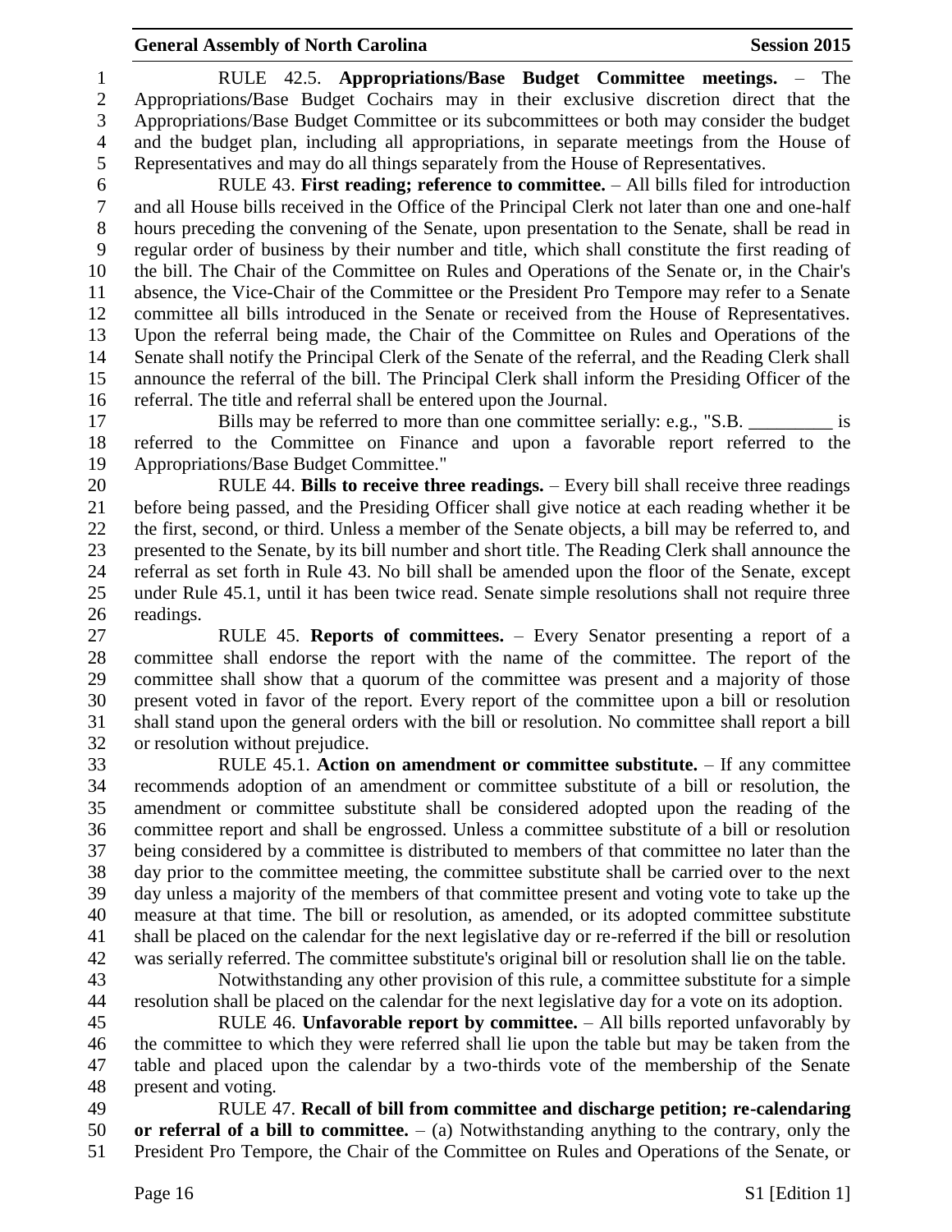RULE 42.5. **Appropriations/Base Budget Committee meetings.** – The Appropriations/Base Budget Cochairs may in their exclusive discretion direct that the Appropriations/Base Budget Committee or its subcommittees or both may consider the budget and the budget plan, including all appropriations, in separate meetings from the House of Representatives and may do all things separately from the House of Representatives.

RULE 43. **First reading; reference to committee.** – All bills filed for introduction and all House bills received in the Office of the Principal Clerk not later than one and one-half hours preceding the convening of the Senate, upon presentation to the Senate, shall be read in regular order of business by their number and title, which shall constitute the first reading of the bill. The Chair of the Committee on Rules and Operations of the Senate or, in the Chair's absence, the Vice-Chair of the Committee or the President Pro Tempore may refer to a Senate committee all bills introduced in the Senate or received from the House of Representatives. Upon the referral being made, the Chair of the Committee on Rules and Operations of the Senate shall notify the Principal Clerk of the Senate of the referral, and the Reading Clerk shall announce the referral of the bill. The Principal Clerk shall inform the Presiding Officer of the referral. The title and referral shall be entered upon the Journal.

Bills may be referred to more than one committee serially: e.g., "S.B. _________ is referred to the Committee on Finance and upon a favorable report referred to the Appropriations/Base Budget Committee."

RULE 44. **Bills to receive three readings.** – Every bill shall receive three readings before being passed, and the Presiding Officer shall give notice at each reading whether it be the first, second, or third. Unless a member of the Senate objects, a bill may be referred to, and presented to the Senate, by its bill number and short title. The Reading Clerk shall announce the referral as set forth in Rule 43. No bill shall be amended upon the floor of the Senate, except under Rule 45.1, until it has been twice read. Senate simple resolutions shall not require three readings.

RULE 45. **Reports of committees.** – Every Senator presenting a report of a committee shall endorse the report with the name of the committee. The report of the committee shall show that a quorum of the committee was present and a majority of those present voted in favor of the report. Every report of the committee upon a bill or resolution shall stand upon the general orders with the bill or resolution. No committee shall report a bill or resolution without prejudice.

RULE 45.1. **Action on amendment or committee substitute.** – If any committee recommends adoption of an amendment or committee substitute of a bill or resolution, the amendment or committee substitute shall be considered adopted upon the reading of the committee report and shall be engrossed. Unless a committee substitute of a bill or resolution being considered by a committee is distributed to members of that committee no later than the day prior to the committee meeting, the committee substitute shall be carried over to the next day unless a majority of the members of that committee present and voting vote to take up the measure at that time. The bill or resolution, as amended, or its adopted committee substitute shall be placed on the calendar for the next legislative day or re-referred if the bill or resolution was serially referred. The committee substitute's original bill or resolution shall lie on the table.

Notwithstanding any other provision of this rule, a committee substitute for a simple resolution shall be placed on the calendar for the next legislative day for a vote on its adoption.

RULE 46. **Unfavorable report by committee.** – All bills reported unfavorably by the committee to which they were referred shall lie upon the table but may be taken from the table and placed upon the calendar by a two-thirds vote of the membership of the Senate present and voting.

RULE 47. **Recall of bill from committee and discharge petition; re-calendaring or referral of a bill to committee.** – (a) Notwithstanding anything to the contrary, only the President Pro Tempore, the Chair of the Committee on Rules and Operations of the Senate, or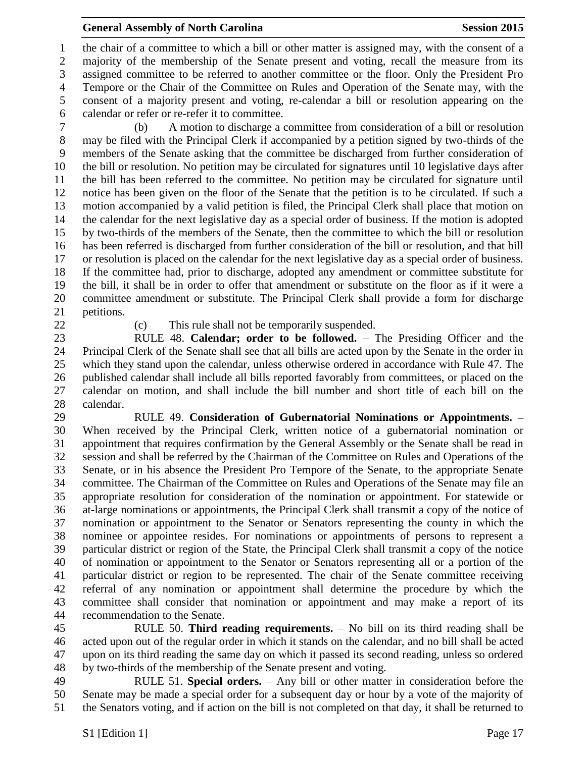the chair of a committee to which a bill or other matter is assigned may, with the consent of a majority of the membership of the Senate present and voting, recall the measure from its assigned committee to be referred to another committee or the floor. Only the President Pro Tempore or the Chair of the Committee on Rules and Operation of the Senate may, with the consent of a majority present and voting, re-calendar a bill or resolution appearing on the calendar or refer or re-refer it to committee.

(b) A motion to discharge a committee from consideration of a bill or resolution may be filed with the Principal Clerk if accompanied by a petition signed by two-thirds of the members of the Senate asking that the committee be discharged from further consideration of the bill or resolution. No petition may be circulated for signatures until 10 legislative days after the bill has been referred to the committee. No petition may be circulated for signature until notice has been given on the floor of the Senate that the petition is to be circulated. If such a motion accompanied by a valid petition is filed, the Principal Clerk shall place that motion on the calendar for the next legislative day as a special order of business. If the motion is adopted by two-thirds of the members of the Senate, then the committee to which the bill or resolution has been referred is discharged from further consideration of the bill or resolution, and that bill or resolution is placed on the calendar for the next legislative day as a special order of business. If the committee had, prior to discharge, adopted any amendment or committee substitute for the bill, it shall be in order to offer that amendment or substitute on the floor as if it were a committee amendment or substitute. The Principal Clerk shall provide a form for discharge petitions.

(c) This rule shall not be temporarily suspended.

RULE 48. **Calendar; order to be followed.** – The Presiding Officer and the Principal Clerk of the Senate shall see that all bills are acted upon by the Senate in the order in which they stand upon the calendar, unless otherwise ordered in accordance with Rule 47. The published calendar shall include all bills reported favorably from committees, or placed on the calendar on motion, and shall include the bill number and short title of each bill on the calendar.

RULE 49. **Consideration of Gubernatorial Nominations or Appointments. –** When received by the Principal Clerk, written notice of a gubernatorial nomination or appointment that requires confirmation by the General Assembly or the Senate shall be read in session and shall be referred by the Chairman of the Committee on Rules and Operations of the Senate, or in his absence the President Pro Tempore of the Senate, to the appropriate Senate committee. The Chairman of the Committee on Rules and Operations of the Senate may file an appropriate resolution for consideration of the nomination or appointment. For statewide or at-large nominations or appointments, the Principal Clerk shall transmit a copy of the notice of nomination or appointment to the Senator or Senators representing the county in which the nominee or appointee resides. For nominations or appointments of persons to represent a particular district or region of the State, the Principal Clerk shall transmit a copy of the notice of nomination or appointment to the Senator or Senators representing all or a portion of the particular district or region to be represented. The chair of the Senate committee receiving referral of any nomination or appointment shall determine the procedure by which the committee shall consider that nomination or appointment and may make a report of its recommendation to the Senate.

RULE 50. **Third reading requirements.** – No bill on its third reading shall be acted upon out of the regular order in which it stands on the calendar, and no bill shall be acted upon on its third reading the same day on which it passed its second reading, unless so ordered by two-thirds of the membership of the Senate present and voting.

RULE 51. **Special orders.** – Any bill or other matter in consideration before the Senate may be made a special order for a subsequent day or hour by a vote of the majority of the Senators voting, and if action on the bill is not completed on that day, it shall be returned to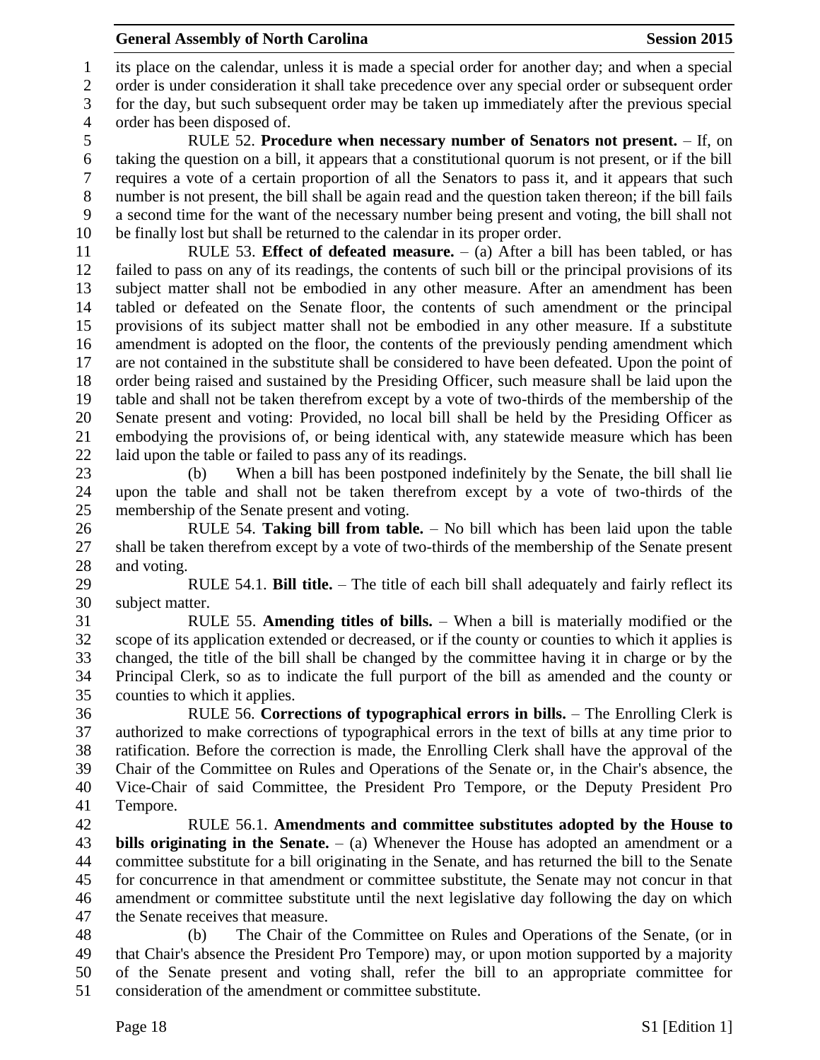its place on the calendar, unless it is made a special order for another day; and when a special order is under consideration it shall take precedence over any special order or subsequent order for the day, but such subsequent order may be taken up immediately after the previous special order has been disposed of.

RULE 52. **Procedure when necessary number of Senators not present.** – If, on taking the question on a bill, it appears that a constitutional quorum is not present, or if the bill requires a vote of a certain proportion of all the Senators to pass it, and it appears that such number is not present, the bill shall be again read and the question taken thereon; if the bill fails a second time for the want of the necessary number being present and voting, the bill shall not be finally lost but shall be returned to the calendar in its proper order.

RULE 53. **Effect of defeated measure.** – (a) After a bill has been tabled, or has failed to pass on any of its readings, the contents of such bill or the principal provisions of its subject matter shall not be embodied in any other measure. After an amendment has been tabled or defeated on the Senate floor, the contents of such amendment or the principal provisions of its subject matter shall not be embodied in any other measure. If a substitute amendment is adopted on the floor, the contents of the previously pending amendment which are not contained in the substitute shall be considered to have been defeated. Upon the point of order being raised and sustained by the Presiding Officer, such measure shall be laid upon the table and shall not be taken therefrom except by a vote of two-thirds of the membership of the Senate present and voting: Provided, no local bill shall be held by the Presiding Officer as embodying the provisions of, or being identical with, any statewide measure which has been laid upon the table or failed to pass any of its readings.

(b) When a bill has been postponed indefinitely by the Senate, the bill shall lie upon the table and shall not be taken therefrom except by a vote of two-thirds of the membership of the Senate present and voting.

RULE 54. **Taking bill from table.** – No bill which has been laid upon the table shall be taken therefrom except by a vote of two-thirds of the membership of the Senate present and voting.

RULE 54.1. **Bill title.** – The title of each bill shall adequately and fairly reflect its subject matter.

RULE 55. **Amending titles of bills.** – When a bill is materially modified or the scope of its application extended or decreased, or if the county or counties to which it applies is changed, the title of the bill shall be changed by the committee having it in charge or by the Principal Clerk, so as to indicate the full purport of the bill as amended and the county or counties to which it applies.

RULE 56. **Corrections of typographical errors in bills.** – The Enrolling Clerk is authorized to make corrections of typographical errors in the text of bills at any time prior to ratification. Before the correction is made, the Enrolling Clerk shall have the approval of the Chair of the Committee on Rules and Operations of the Senate or, in the Chair's absence, the Vice-Chair of said Committee, the President Pro Tempore, or the Deputy President Pro Tempore.

RULE 56.1. **Amendments and committee substitutes adopted by the House to bills originating in the Senate.** – (a) Whenever the House has adopted an amendment or a committee substitute for a bill originating in the Senate, and has returned the bill to the Senate for concurrence in that amendment or committee substitute, the Senate may not concur in that amendment or committee substitute until the next legislative day following the day on which the Senate receives that measure.

(b) The Chair of the Committee on Rules and Operations of the Senate, (or in that Chair's absence the President Pro Tempore) may, or upon motion supported by a majority of the Senate present and voting shall, refer the bill to an appropriate committee for consideration of the amendment or committee substitute.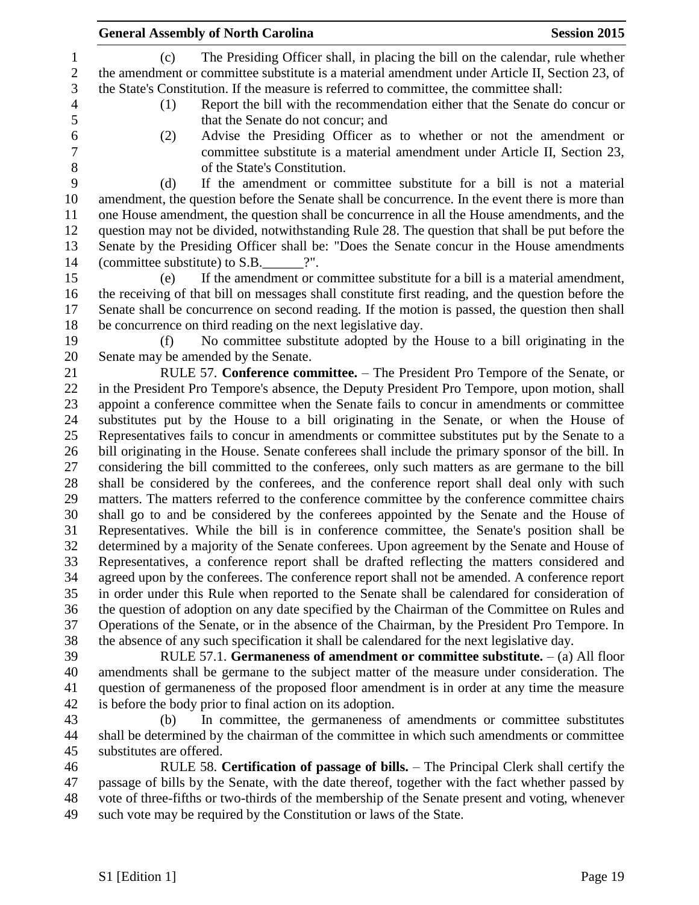(c) The Presiding Officer shall, in placing the bill on the calendar, rule whether the amendment or committee substitute is a material amendment under Article II, Section 23, of the State's Constitution. If the measure is referred to committee, the committee shall:

(1) Report the bill with the recommendation either that the Senate do concur or that the Senate do not concur; and

(2) Advise the Presiding Officer as to whether or not the amendment or committee substitute is a material amendment under Article II, Section 23, of the State's Constitution.

(d) If the amendment or committee substitute for a bill is not a material amendment, the question before the Senate shall be concurrence. In the event there is more than one House amendment, the question shall be concurrence in all the House amendments, and the question may not be divided, notwithstanding Rule 28. The question that shall be put before the Senate by the Presiding Officer shall be: "Does the Senate concur in the House amendments (committee substitute) to S.B.______?".

(e) If the amendment or committee substitute for a bill is a material amendment, the receiving of that bill on messages shall constitute first reading, and the question before the Senate shall be concurrence on second reading. If the motion is passed, the question then shall be concurrence on third reading on the next legislative day.

(f) No committee substitute adopted by the House to a bill originating in the Senate may be amended by the Senate.

RULE 57. **Conference committee.** – The President Pro Tempore of the Senate, or in the President Pro Tempore's absence, the Deputy President Pro Tempore, upon motion, shall appoint a conference committee when the Senate fails to concur in amendments or committee substitutes put by the House to a bill originating in the Senate, or when the House of Representatives fails to concur in amendments or committee substitutes put by the Senate to a bill originating in the House. Senate conferees shall include the primary sponsor of the bill. In considering the bill committed to the conferees, only such matters as are germane to the bill shall be considered by the conferees, and the conference report shall deal only with such matters. The matters referred to the conference committee by the conference committee chairs shall go to and be considered by the conferees appointed by the Senate and the House of Representatives. While the bill is in conference committee, the Senate's position shall be determined by a majority of the Senate conferees. Upon agreement by the Senate and House of Representatives, a conference report shall be drafted reflecting the matters considered and agreed upon by the conferees. The conference report shall not be amended. A conference report in order under this Rule when reported to the Senate shall be calendared for consideration of the question of adoption on any date specified by the Chairman of the Committee on Rules and Operations of the Senate, or in the absence of the Chairman, by the President Pro Tempore. In the absence of any such specification it shall be calendared for the next legislative day.

RULE 57.1. **Germaneness of amendment or committee substitute.** – (a) All floor amendments shall be germane to the subject matter of the measure under consideration. The question of germaneness of the proposed floor amendment is in order at any time the measure is before the body prior to final action on its adoption.

(b) In committee, the germaneness of amendments or committee substitutes shall be determined by the chairman of the committee in which such amendments or committee substitutes are offered.

RULE 58. **Certification of passage of bills.** – The Principal Clerk shall certify the passage of bills by the Senate, with the date thereof, together with the fact whether passed by vote of three-fifths or two-thirds of the membership of the Senate present and voting, whenever such vote may be required by the Constitution or laws of the State.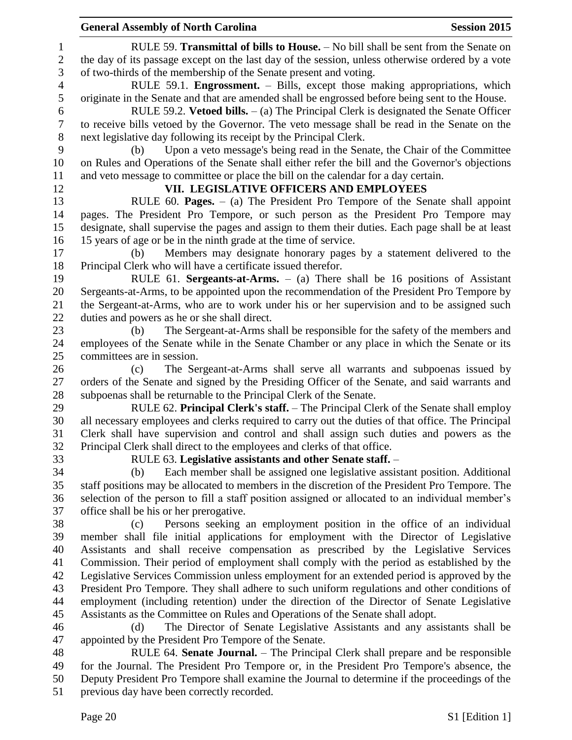RULE 59. **Transmittal of bills to House.** – No bill shall be sent from the Senate on the day of its passage except on the last day of the session, unless otherwise ordered by a vote of two-thirds of the membership of the Senate present and voting.

RULE 59.1. **Engrossment.** – Bills, except those making appropriations, which originate in the Senate and that are amended shall be engrossed before being sent to the House.

RULE 59.2. **Vetoed bills.** – (a) The Principal Clerk is designated the Senate Officer to receive bills vetoed by the Governor. The veto message shall be read in the Senate on the next legislative day following its receipt by the Principal Clerk.

(b) Upon a veto message's being read in the Senate, the Chair of the Committee on Rules and Operations of the Senate shall either refer the bill and the Governor's objections and veto message to committee or place the bill on the calendar for a day certain.

## VII. LEGISLATIVE OFFICERS AND EMPLOYEES

RULE 60. **Pages.** – (a) The President Pro Tempore of the Senate shall appoint pages. The President Pro Tempore, or such person as the President Pro Tempore may designate, shall supervise the pages and assign to them their duties. Each page shall be at least 15 years of age or be in the ninth grade at the time of service.

(b) Members may designate honorary pages by a statement delivered to the Principal Clerk who will have a certificate issued therefor.

RULE 61. **Sergeants-at-Arms.** – (a) There shall be 16 positions of Assistant Sergeants-at-Arms, to be appointed upon the recommendation of the President Pro Tempore by the Sergeant-at-Arms, who are to work under his or her supervision and to be assigned such duties and powers as he or she shall direct.

(b) The Sergeant-at-Arms shall be responsible for the safety of the members and employees of the Senate while in the Senate Chamber or any place in which the Senate or its committees are in session.

(c) The Sergeant-at-Arms shall serve all warrants and subpoenas issued by orders of the Senate and signed by the Presiding Officer of the Senate, and said warrants and subpoenas shall be returnable to the Principal Clerk of the Senate.

RULE 62. **Principal Clerk's staff.** – The Principal Clerk of the Senate shall employ all necessary employees and clerks required to carry out the duties of that office. The Principal Clerk shall have supervision and control and shall assign such duties and powers as the Principal Clerk shall direct to the employees and clerks of that office.

RULE 63. **Legislative assistants and other Senate staff.** –

(b) Each member shall be assigned one legislative assistant position. Additional staff positions may be allocated to members in the discretion of the President Pro Tempore. The selection of the person to fill a staff position assigned or allocated to an individual member's office shall be his or her prerogative.

(c) Persons seeking an employment position in the office of an individual member shall file initial applications for employment with the Director of Legislative Assistants and shall receive compensation as prescribed by the Legislative Services Commission. Their period of employment shall comply with the period as established by the Legislative Services Commission unless employment for an extended period is approved by the President Pro Tempore. They shall adhere to such uniform regulations and other conditions of employment (including retention) under the direction of the Director of Senate Legislative Assistants as the Committee on Rules and Operations of the Senate shall adopt.

(d) The Director of Senate Legislative Assistants and any assistants shall be appointed by the President Pro Tempore of the Senate.

RULE 64. **Senate Journal.** – The Principal Clerk shall prepare and be responsible for the Journal. The President Pro Tempore or, in the President Pro Tempore's absence, the Deputy President Pro Tempore shall examine the Journal to determine if the proceedings of the previous day have been correctly recorded.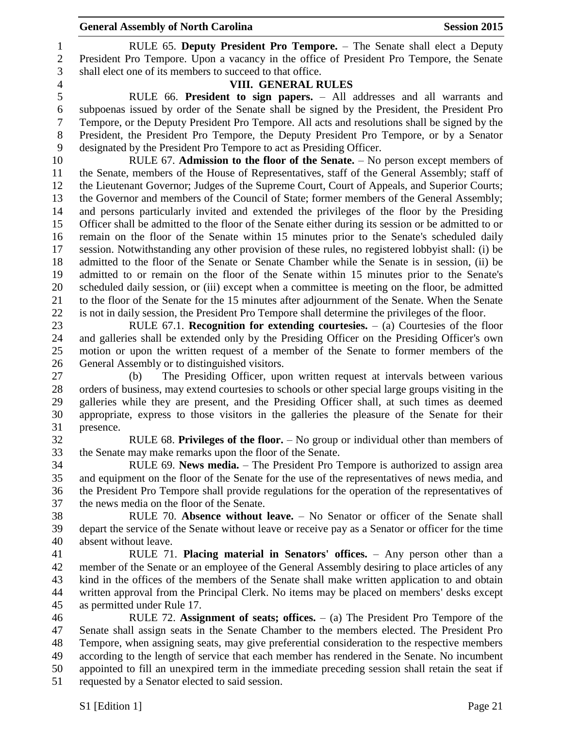RULE 65. **Deputy President Pro Tempore.** – The Senate shall elect a Deputy President Pro Tempore. Upon a vacancy in the office of President Pro Tempore, the Senate shall elect one of its members to succeed to that office.

## VIII. GENERAL RULES

RULE 66. **President to sign papers.** – All addresses and all warrants and subpoenas issued by order of the Senate shall be signed by the President, the President Pro Tempore, or the Deputy President Pro Tempore. All acts and resolutions shall be signed by the President, the President Pro Tempore, the Deputy President Pro Tempore, or by a Senator designated by the President Pro Tempore to act as Presiding Officer.

RULE 67. **Admission to the floor of the Senate.** – No person except members of the Senate, members of the House of Representatives, staff of the General Assembly; staff of the Lieutenant Governor; Judges of the Supreme Court, Court of Appeals, and Superior Courts; the Governor and members of the Council of State; former members of the General Assembly; and persons particularly invited and extended the privileges of the floor by the Presiding Officer shall be admitted to the floor of the Senate either during its session or be admitted to or remain on the floor of the Senate within 15 minutes prior to the Senate's scheduled daily session. Notwithstanding any other provision of these rules, no registered lobbyist shall: (i) be admitted to the floor of the Senate or Senate Chamber while the Senate is in session, (ii) be admitted to or remain on the floor of the Senate within 15 minutes prior to the Senate's scheduled daily session, or (iii) except when a committee is meeting on the floor, be admitted to the floor of the Senate for the 15 minutes after adjournment of the Senate. When the Senate is not in daily session, the President Pro Tempore shall determine the privileges of the floor.

RULE 67.1. **Recognition for extending courtesies.** – (a) Courtesies of the floor and galleries shall be extended only by the Presiding Officer on the Presiding Officer's own motion or upon the written request of a member of the Senate to former members of the General Assembly or to distinguished visitors.

(b) The Presiding Officer, upon written request at intervals between various orders of business, may extend courtesies to schools or other special large groups visiting in the galleries while they are present, and the Presiding Officer shall, at such times as deemed appropriate, express to those visitors in the galleries the pleasure of the Senate for their presence.

RULE 68. **Privileges of the floor.** – No group or individual other than members of the Senate may make remarks upon the floor of the Senate.

RULE 69. **News media.** – The President Pro Tempore is authorized to assign area and equipment on the floor of the Senate for the use of the representatives of news media, and the President Pro Tempore shall provide regulations for the operation of the representatives of the news media on the floor of the Senate.

RULE 70. **Absence without leave.** – No Senator or officer of the Senate shall depart the service of the Senate without leave or receive pay as a Senator or officer for the time absent without leave.

RULE 71. **Placing material in Senators' offices.** – Any person other than a member of the Senate or an employee of the General Assembly desiring to place articles of any kind in the offices of the members of the Senate shall make written application to and obtain written approval from the Principal Clerk. No items may be placed on members' desks except as permitted under Rule 17.

RULE 72. **Assignment of seats; offices.** – (a) The President Pro Tempore of the Senate shall assign seats in the Senate Chamber to the members elected. The President Pro Tempore, when assigning seats, may give preferential consideration to the respective members according to the length of service that each member has rendered in the Senate. No incumbent appointed to fill an unexpired term in the immediate preceding session shall retain the seat if requested by a Senator elected to said session.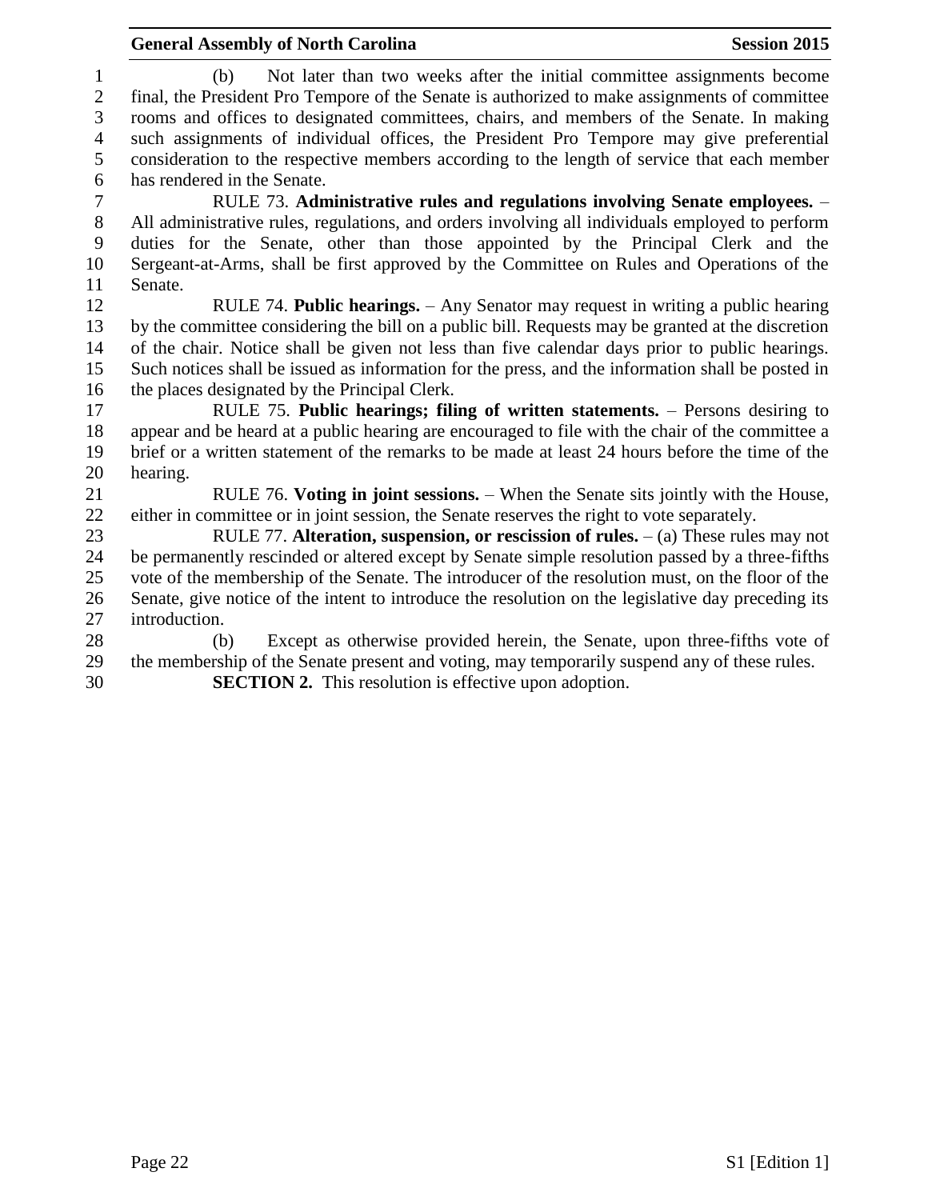(b) Not later than two weeks after the initial committee assignments become final, the President Pro Tempore of the Senate is authorized to make assignments of committee rooms and offices to designated committees, chairs, and members of the Senate. In making such assignments of individual offices, the President Pro Tempore may give preferential consideration to the respective members according to the length of service that each member has rendered in the Senate.

RULE 73. **Administrative rules and regulations involving Senate employees.** – All administrative rules, regulations, and orders involving all individuals employed to perform duties for the Senate, other than those appointed by the Principal Clerk and the Sergeant-at-Arms, shall be first approved by the Committee on Rules and Operations of the Senate.

RULE 74. **Public hearings.** – Any Senator may request in writing a public hearing by the committee considering the bill on a public bill. Requests may be granted at the discretion of the chair. Notice shall be given not less than five calendar days prior to public hearings. Such notices shall be issued as information for the press, and the information shall be posted in the places designated by the Principal Clerk.

RULE 75. **Public hearings; filing of written statements.** – Persons desiring to appear and be heard at a public hearing are encouraged to file with the chair of the committee a brief or a written statement of the remarks to be made at least 24 hours before the time of the hearing.

RULE 76. **Voting in joint sessions.** – When the Senate sits jointly with the House, either in committee or in joint session, the Senate reserves the right to vote separately.

RULE 77. **Alteration, suspension, or rescission of rules.** – (a) These rules may not be permanently rescinded or altered except by Senate simple resolution passed by a three-fifths vote of the membership of the Senate. The introducer of the resolution must, on the floor of the Senate, give notice of the intent to introduce the resolution on the legislative day preceding its introduction.

(b) Except as otherwise provided herein, the Senate, upon three-fifths vote of the membership of the Senate present and voting, may temporarily suspend any of these rules.

**SECTION 2.** This resolution is effective upon adoption.